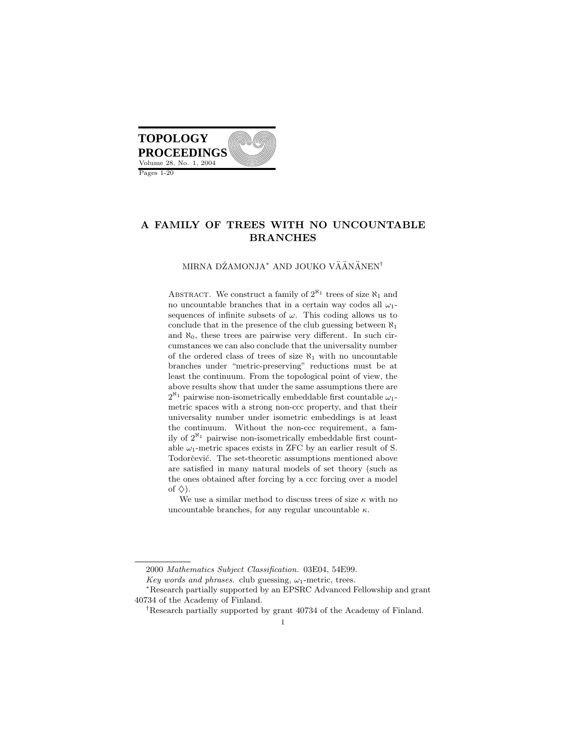# A FAMILY OF TREES WITH NO UNCOUNTABLE BRANCHES

MIRNA DŽAMONJA[*] AND JOUKO VÄÄNÄNEN[†]

Abstract. We construct a family of $2^{\aleph_1}$ trees of size $\aleph_1$ and no uncountable branches that in a certain way codes all $\omega_1$-sequences of infinite subsets of $\omega$. This coding allows us to conclude that in the presence of the club guessing between $\aleph_1$ and $\aleph_0$, these trees are pairwise very different. In such circumstances we can also conclude that the universality number of the ordered class of trees of size $\aleph_1$ with no uncountable branches under "metric-preserving" reductions must be at least the continuum. From the topological point of view, the above results show that under the same assumptions there are $2^{\aleph_1}$ pairwise non-isometrically embeddable first countable $\omega_1$-metric spaces with a strong non-ccc property, and that their universality number under isometric embeddings is at least the continuum. Without the non-ccc requirement, a family of $2^{\aleph_1}$ pairwise non-isometrically embeddable first countable $\omega_1$-metric spaces exists in ZFC by an earlier result of S. Todorčević. The set-theoretic assumptions mentioned above are satisfied in many natural models of set theory (such as the ones obtained after forcing by a ccc forcing over a model of $\diamondsuit$).

We use a similar method to discuss trees of size $\kappa$ with no uncountable branches, for any regular uncountable $\kappa$.

---

2000 *Mathematics Subject Classification.* 03E04, 54E99.

*Key words and phrases.* club guessing, $\omega_1$-metric, trees.

[*]Research partially supported by an EPSRC Advanced Fellowship and grant 40734 of the Academy of Finland.

[†]Research partially supported by grant 40734 of the Academy of Finland.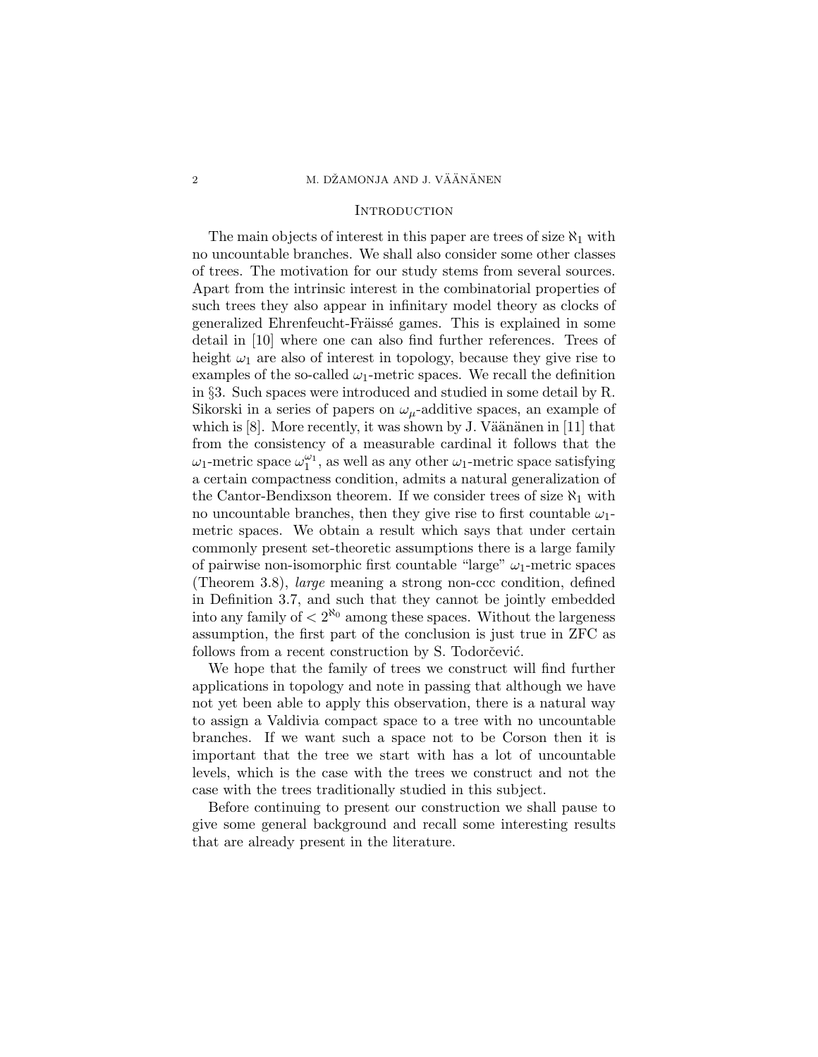## Introduction

The main objects of interest in this paper are trees of size $\aleph_1$ with no uncountable branches. We shall also consider some other classes of trees. The motivation for our study stems from several sources. Apart from the intrinsic interest in the combinatorial properties of such trees they also appear in infinitary model theory as clocks of generalized Ehrenfeucht-Fräissé games. This is explained in some detail in [10] where one can also find further references. Trees of height $\omega_1$ are also of interest in topology, because they give rise to examples of the so-called $\omega_1$-metric spaces. We recall the definition in §3. Such spaces were introduced and studied in some detail by R. Sikorski in a series of papers on $\omega_\mu$-additive spaces, an example of which is [8]. More recently, it was shown by J. Väänänen in [11] that from the consistency of a measurable cardinal it follows that the $\omega_1$-metric space $\omega_1^{\omega_1}$, as well as any other $\omega_1$-metric space satisfying a certain compactness condition, admits a natural generalization of the Cantor-Bendixson theorem. If we consider trees of size $\aleph_1$ with no uncountable branches, then they give rise to first countable $\omega_1$-metric spaces. We obtain a result which says that under certain commonly present set-theoretic assumptions there is a large family of pairwise non-isomorphic first countable "large" $\omega_1$-metric spaces (Theorem 3.8), *large* meaning a strong non-ccc condition, defined in Definition 3.7, and such that they cannot be jointly embedded into any family of $< 2^{\aleph_0}$ among these spaces. Without the largeness assumption, the first part of the conclusion is just true in ZFC as follows from a recent construction by S. Todorčević.

We hope that the family of trees we construct will find further applications in topology and note in passing that although we have not yet been able to apply this observation, there is a natural way to assign a Valdivia compact space to a tree with no uncountable branches. If we want such a space not to be Corson then it is important that the tree we start with has a lot of uncountable levels, which is the case with the trees we construct and not the case with the trees traditionally studied in this subject.

Before continuing to present our construction we shall pause to give some general background and recall some interesting results that are already present in the literature.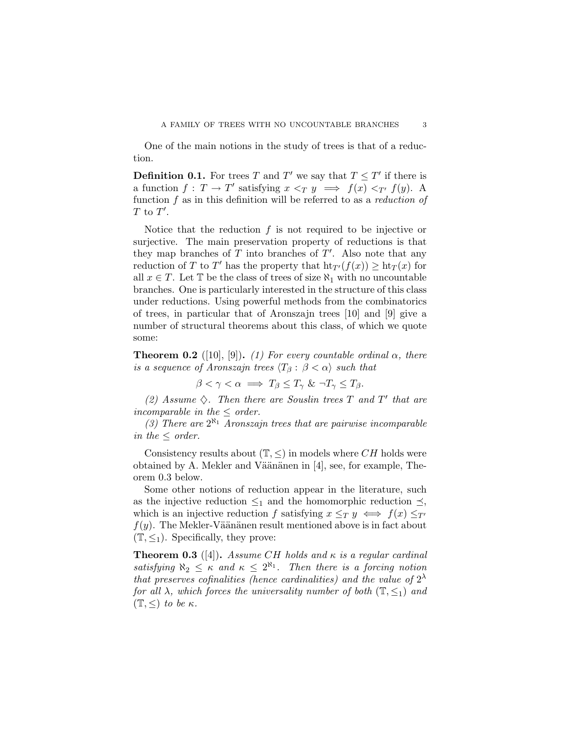One of the main notions in the study of trees is that of a reduction.

**Definition 0.1.** For trees $T$ and $T'$ we say that $T \leq T'$ if there is a function $f : T \to T'$ satisfying $x <_T y \implies f(x) <_{T'} f(y)$. A function $f$ as in this definition will be referred to as a *reduction of* $T$ to $T'$.

Notice that the reduction $f$ is not required to be injective or surjective. The main preservation property of reductions is that they map branches of $T$ into branches of $T'$. Also note that any reduction of $T$ to $T'$ has the property that $\mathrm{ht}_{T'}(f(x)) \geq \mathrm{ht}_T(x)$ for all $x \in T$. Let $\mathbb{T}$ be the class of trees of size $\aleph_1$ with no uncountable branches. One is particularly interested in the structure of this class under reductions. Using powerful methods from the combinatorics of trees, in particular that of Aronszajn trees [10] and [9] give a number of structural theorems about this class, of which we quote some:

**Theorem 0.2** ([10], [9]). *(1) For every countable ordinal $\alpha$, there is a sequence of Aronszajn trees $\langle T_\beta : \beta < \alpha \rangle$ such that*

$$\beta < \gamma < \alpha \implies T_\beta \leq T_\gamma \;\&\; \neg T_\gamma \leq T_\beta.$$

*(2) Assume $\diamondsuit$. Then there are Souslin trees $T$ and $T'$ that are incomparable in the $\leq$ order.*

*(3) There are $2^{\aleph_1}$ Aronszajn trees that are pairwise incomparable in the $\leq$ order.*

Consistency results about $(\mathbb{T}, \leq)$ in models where $CH$ holds were obtained by A. Mekler and Väänänen in [4], see, for example, Theorem 0.3 below.

Some other notions of reduction appear in the literature, such as the injective reduction $\leq_1$ and the homomorphic reduction $\preceq$, which is an injective reduction $f$ satisfying $x \leq_T y \iff f(x) \leq_{T'} f(y)$. The Mekler-Väänänen result mentioned above is in fact about $(\mathbb{T}, \leq_1)$. Specifically, they prove:

**Theorem 0.3** ([4]). *Assume $CH$ holds and $\kappa$ is a regular cardinal satisfying $\aleph_2 \leq \kappa$ and $\kappa \leq 2^{\aleph_1}$. Then there is a forcing notion that preserves cofinalities (hence cardinalities) and the value of $2^\lambda$ for all $\lambda$, which forces the universality number of both $(\mathbb{T}, \leq_1)$ and $(\mathbb{T}, \leq)$ to be $\kappa$.*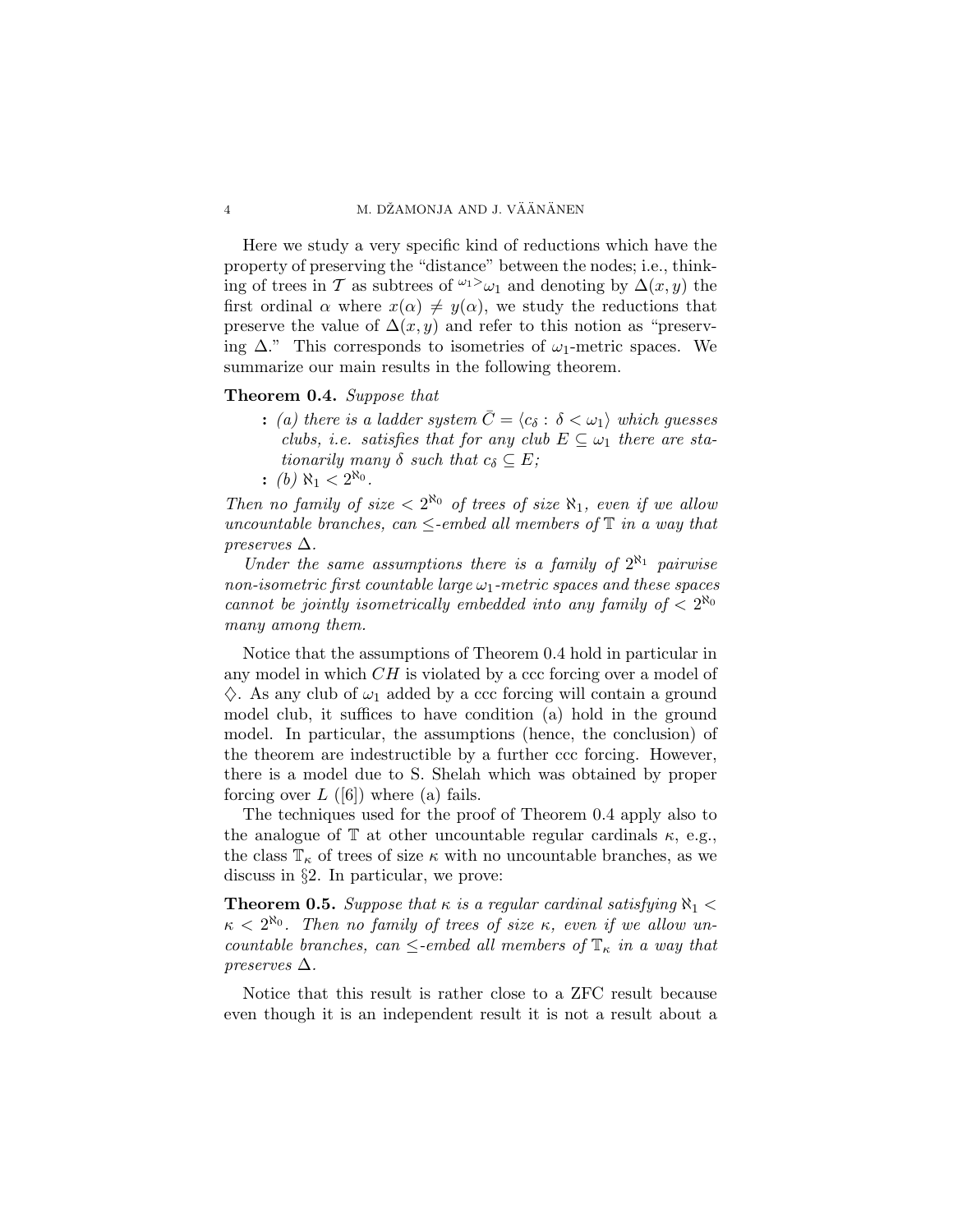Here we study a very specific kind of reductions which have the property of preserving the "distance" between the nodes; i.e., thinking of trees in $\mathcal{T}$ as subtrees of ${}^{\omega_1>}\omega_1$ and denoting by $\Delta(x, y)$ the first ordinal $\alpha$ where $x(\alpha) \neq y(\alpha)$, we study the reductions that preserve the value of $\Delta(x, y)$ and refer to this notion as "preserving $\Delta$." This corresponds to isometries of $\omega_1$-metric spaces. We summarize our main results in the following theorem.

**Theorem 0.4.** *Suppose that*

**:** *(a) there is a ladder system $\bar{C} = \langle c_\delta : \delta < \omega_1 \rangle$ which guesses clubs, i.e. satisfies that for any club $E \subseteq \omega_1$ there are stationarily many $\delta$ such that $c_\delta \subseteq E$;*

**:** *(b) $\aleph_1 < 2^{\aleph_0}$.*

*Then no family of size $< 2^{\aleph_0}$ of trees of size $\aleph_1$, even if we allow uncountable branches, can $\leq$-embed all members of $\mathbb{T}$ in a way that preserves $\Delta$.*

*Under the same assumptions there is a family of $2^{\aleph_1}$ pairwise non-isometric first countable large $\omega_1$-metric spaces and these spaces cannot be jointly isometrically embedded into any family of $< 2^{\aleph_0}$ many among them.*

Notice that the assumptions of Theorem 0.4 hold in particular in any model in which $CH$ is violated by a ccc forcing over a model of $\diamondsuit$. As any club of $\omega_1$ added by a ccc forcing will contain a ground model club, it suffices to have condition (a) hold in the ground model. In particular, the assumptions (hence, the conclusion) of the theorem are indestructible by a further ccc forcing. However, there is a model due to S. Shelah which was obtained by proper forcing over $L$ ([6]) where (a) fails.

The techniques used for the proof of Theorem 0.4 apply also to the analogue of $\mathbb{T}$ at other uncountable regular cardinals $\kappa$, e.g., the class $\mathbb{T}_\kappa$ of trees of size $\kappa$ with no uncountable branches, as we discuss in §2. In particular, we prove:

**Theorem 0.5.** *Suppose that $\kappa$ is a regular cardinal satisfying $\aleph_1 < \kappa < 2^{\aleph_0}$. Then no family of size $\kappa$, even if we allow uncountable branches, can $\leq$-embed all members of $\mathbb{T}_\kappa$ in a way that preserves $\Delta$.*

Notice that this result is rather close to a ZFC result because even though it is an independent result it is not a result about a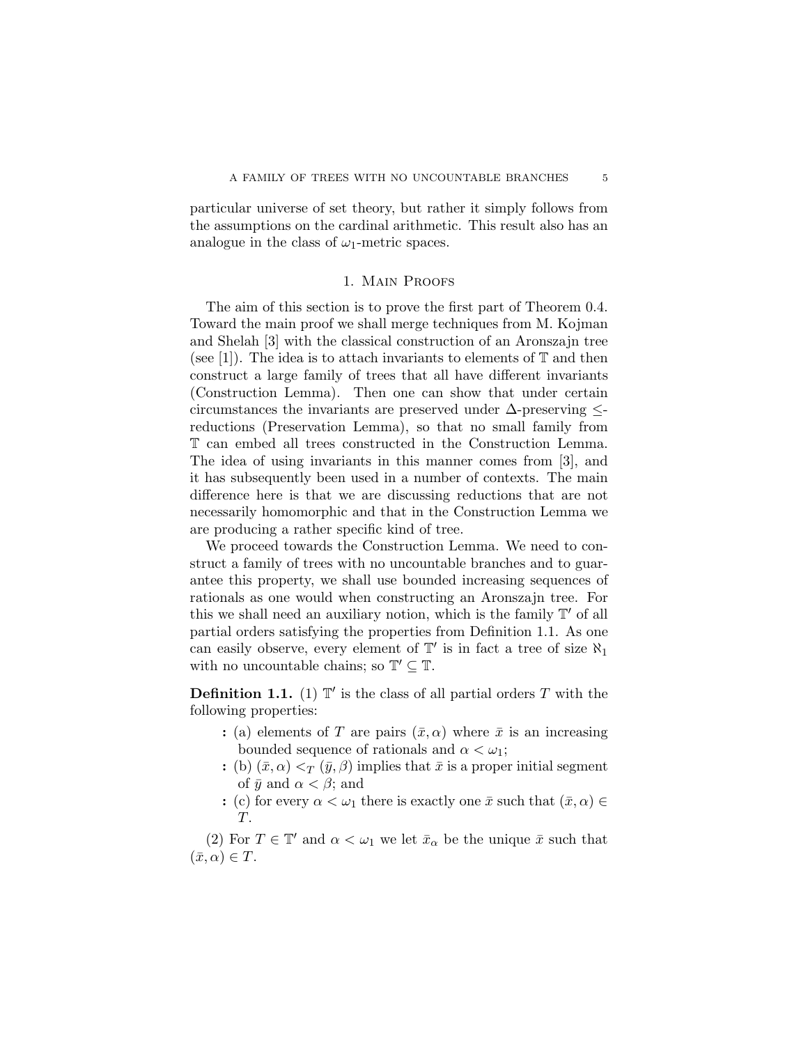particular universe of set theory, but rather it simply follows from the assumptions on the cardinal arithmetic. This result also has an analogue in the class of $\omega_1$-metric spaces.

## 1. Main Proofs

The aim of this section is to prove the first part of Theorem 0.4. Toward the main proof we shall merge techniques from M. Kojman and Shelah [3] with the classical construction of an Aronszajn tree (see [1]). The idea is to attach invariants to elements of $\mathbb{T}$ and then construct a large family of trees that all have different invariants (Construction Lemma). Then one can show that under certain circumstances the invariants are preserved under $\Delta$-preserving $\leq$-reductions (Preservation Lemma), so that no small family from $\mathbb{T}$ can embed all trees constructed in the Construction Lemma. The idea of using invariants in this manner comes from [3], and it has subsequently been used in a number of contexts. The main difference here is that we are discussing reductions that are not necessarily homomorphic and that in the Construction Lemma we are producing a rather specific kind of tree.

We proceed towards the Construction Lemma. We need to construct a family of trees with no uncountable branches and to guarantee this property, we shall use bounded increasing sequences of rationals as one would when constructing an Aronszajn tree. For this we shall need an auxiliary notion, which is the family $\mathbb{T}'$ of all partial orders satisfying the properties from Definition 1.1. As one can easily observe, every element of $\mathbb{T}'$ is in fact a tree of size $\aleph_1$ with no uncountable chains; so $\mathbb{T}' \subseteq \mathbb{T}$.

**Definition 1.1.** (1) $\mathbb{T}'$ is the class of all partial orders $T$ with the following properties:

- (a) elements of $T$ are pairs $(\bar{x}, \alpha)$ where $\bar{x}$ is an increasing bounded sequence of rationals and $\alpha < \omega_1$;
- (b) $(\bar{x}, \alpha) <_T (\bar{y}, \beta)$ implies that $\bar{x}$ is a proper initial segment of $\bar{y}$ and $\alpha < \beta$; and
- (c) for every $\alpha < \omega_1$ there is exactly one $\bar{x}$ such that $(\bar{x}, \alpha) \in T$.

(2) For $T \in \mathbb{T}'$ and $\alpha < \omega_1$ we let $\bar{x}_\alpha$ be the unique $\bar{x}$ such that $(\bar{x}, \alpha) \in T$.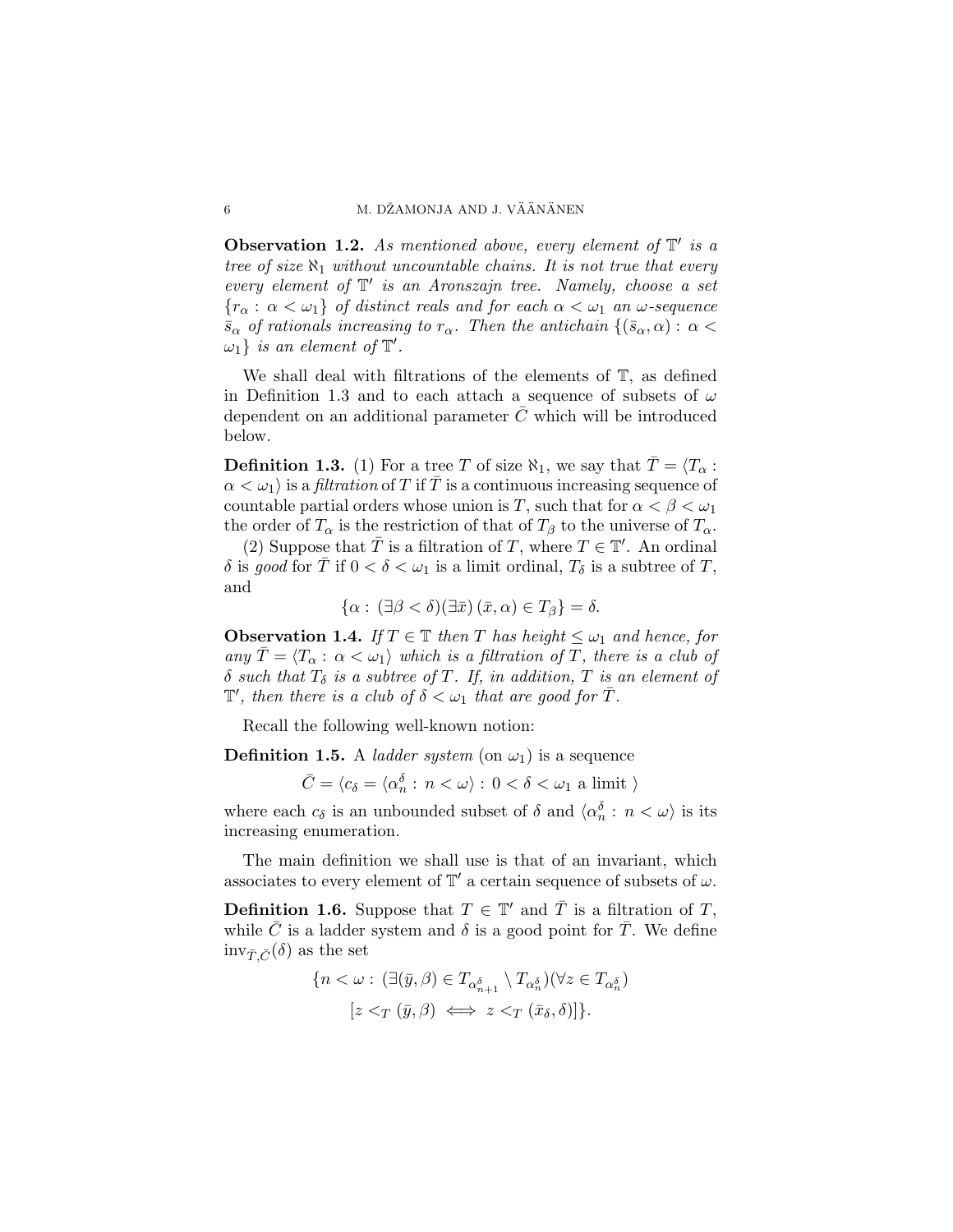**Observation 1.2.** *As mentioned above, every element of $\mathbb{T}'$ is a tree of size $\aleph_1$ without uncountable chains. It is not true that every every element of $\mathbb{T}'$ is an Aronszajn tree. Namely, choose a set $\{r_\alpha : \alpha < \omega_1\}$ of distinct reals and for each $\alpha < \omega_1$ an $\omega$-sequence $\bar{s}_\alpha$ of rationals increasing to $r_\alpha$. Then the antichain $\{(\bar{s}_\alpha, \alpha) : \alpha < \omega_1\}$ is an element of $\mathbb{T}'$.*

We shall deal with filtrations of the elements of $\mathbb{T}$, as defined in Definition 1.3 and to each attach a sequence of subsets of $\omega$ dependent on an additional parameter $\bar{C}$ which will be introduced below.

**Definition 1.3.** (1) For a tree $T$ of size $\aleph_1$, we say that $\bar{T} = \langle T_\alpha : \alpha < \omega_1 \rangle$ is a *filtration* of $T$ if $\bar{T}$ is a continuous increasing sequence of countable partial orders whose union is $T$, such that for $\alpha < \beta < \omega_1$ the order of $T_\alpha$ is the restriction of that of $T_\beta$ to the universe of $T_\alpha$.

(2) Suppose that $\bar{T}$ is a filtration of $T$, where $T \in \mathbb{T}'$. An ordinal $\delta$ is *good* for $\bar{T}$ if $0 < \delta < \omega_1$ is a limit ordinal, $T_\delta$ is a subtree of $T$, and

$$\{\alpha : (\exists \beta < \delta)(\exists \bar{x})\, (\bar{x}, \alpha) \in T_\beta\} = \delta.$$

**Observation 1.4.** *If $T \in \mathbb{T}$ then $T$ has height $\leq \omega_1$ and hence, for any $\bar{T} = \langle T_\alpha : \alpha < \omega_1 \rangle$ which is a filtration of $T$, there is a club of $\delta$ such that $T_\delta$ is a subtree of $T$. If, in addition, $T$ is an element of $\mathbb{T}'$, then there is a club of $\delta < \omega_1$ that are good for $\bar{T}$.*

Recall the following well-known notion:

**Definition 1.5.** A *ladder system* (on $\omega_1$) is a sequence

$$\bar{C} = \langle c_\delta = \langle \alpha^\delta_n : n < \omega \rangle : 0 < \delta < \omega_1 \text{ a limit } \rangle$$

where each $c_\delta$ is an unbounded subset of $\delta$ and $\langle \alpha^\delta_n : n < \omega \rangle$ is its increasing enumeration.

The main definition we shall use is that of an invariant, which associates to every element of $\mathbb{T}'$ a certain sequence of subsets of $\omega$.

**Definition 1.6.** Suppose that $T \in \mathbb{T}'$ and $\bar{T}$ is a filtration of $T$, while $\bar{C}$ is a ladder system and $\delta$ is a good point for $\bar{T}$. We define $\mathrm{inv}_{\bar{T},\bar{C}}(\delta)$ as the set

$$\{n < \omega : (\exists (\bar{y}, \beta) \in T_{\alpha^\delta_{n+1}} \setminus T_{\alpha^\delta_n})(\forall z \in T_{\alpha^\delta_n})$$
$$[z <_T (\bar{y}, \beta) \iff z <_T (\bar{x}_\delta, \delta)]\}.$$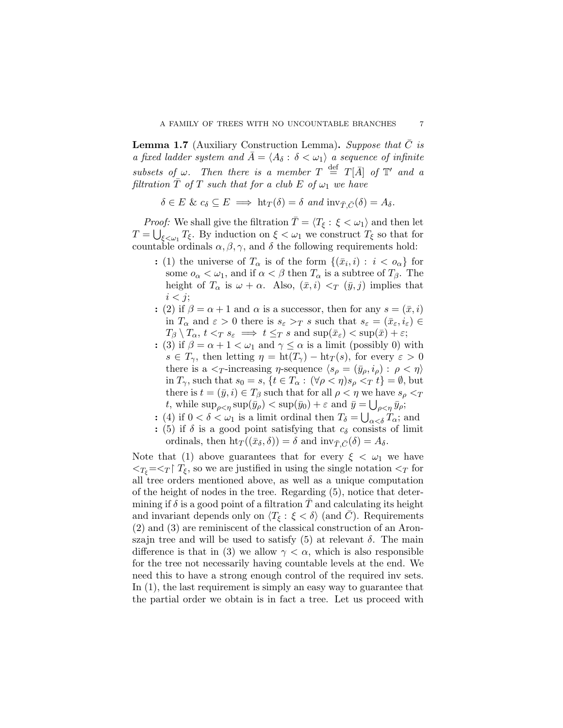**Lemma 1.7** (Auxiliary Construction Lemma)**.** *Suppose that $\bar{C}$ is a fixed ladder system and $\bar{A} = \langle A_\delta : \delta < \omega_1 \rangle$ a sequence of infinite subsets of $\omega$. Then there is a member $T \stackrel{\text{def}}{=} T[\bar{A}]$ of $\mathbb{T}'$ and a filtration $\bar{T}$ of $T$ such that for a club $E$ of $\omega_1$ we have*

$$\delta \in E \;\&\; c_\delta \subseteq E \implies \mathrm{ht}_T(\delta) = \delta \text{ and } \mathrm{inv}_{\bar{T},\bar{C}}(\delta) = A_\delta.$$

*Proof:* We shall give the filtration $\bar{T} = \langle T_\xi : \xi < \omega_1 \rangle$ and then let $T = \bigcup_{\xi < \omega_1} T_\xi$. By induction on $\xi < \omega_1$ we construct $T_\xi$ so that for countable ordinals $\alpha, \beta, \gamma$, and $\delta$ the following requirements hold:

**:** (1) the universe of $T_\alpha$ is of the form $\{(\bar{x}_i, i) : i < o_\alpha\}$ for some $o_\alpha < \omega_1$, and if $\alpha < \beta$ then $T_\alpha$ is a subtree of $T_\beta$. The height of $T_\alpha$ is $\omega + \alpha$. Also, $(\bar{x}, i) <_T (\bar{y}, j)$ implies that $i < j$;

**:** (2) if $\beta = \alpha + 1$ and $\alpha$ is a successor, then for any $s = (\bar{x}, i)$ in $T_\alpha$ and $\varepsilon > 0$ there is $s_\varepsilon >_T s$ such that $s_\varepsilon = (\bar{x}_\varepsilon, i_\varepsilon) \in T_\beta \setminus T_\alpha$, $t <_T s_\varepsilon \implies t \leq_T s$ and $\sup(\bar{x}_\varepsilon) < \sup(\bar{x}) + \varepsilon$;

**:** (3) if $\beta = \alpha + 1 < \omega_1$ and $\gamma \leq \alpha$ is a limit (possibly 0) with $s \in T_\gamma$, then letting $\eta = \mathrm{ht}(T_\gamma) - \mathrm{ht}_T(s)$, for every $\varepsilon > 0$ there is a $<_T$-increasing $\eta$-sequence $\langle s_\rho = (\bar{y}_\rho, i_\rho) : \rho < \eta \rangle$ in $T_\gamma$, such that $s_0 = s$, $\{t \in T_\alpha : (\forall \rho < \eta) s_\rho <_T t\} = \emptyset$, but there is $t = (\bar{y}, i) \in T_\beta$ such that for all $\rho < \eta$ we have $s_\rho <_T t$, while $\sup_{\rho < \eta} \sup(\bar{y}_\rho) < \sup(\bar{y}_0) + \varepsilon$ and $\bar{y} = \bigcup_{\rho < \eta} \bar{y}_\rho$;

**:** (4) if $0 < \delta < \omega_1$ is a limit ordinal then $T_\delta = \bigcup_{\alpha < \delta} T_\alpha$; and

**:** (5) if $\delta$ is a good point satisfying that $c_\delta$ consists of limit ordinals, then $\mathrm{ht}_T((\bar{x}_\delta, \delta)) = \delta$ and $\mathrm{inv}_{\bar{T},\bar{C}}(\delta) = A_\delta$.

Note that (1) above guarantees that for every $\xi < \omega_1$ we have $<_{T_\xi} = <_T \restriction T_\xi$, so we are justified in using the single notation $<_T$ for all tree orders mentioned above, as well as a unique computation of the height of nodes in the tree. Regarding (5), notice that determining if $\delta$ is a good point of a filtration $\bar{T}$ and calculating its height and invariant depends only on $\langle T_\xi : \xi < \delta \rangle$ (and $\bar{C}$). Requirements (2) and (3) are reminiscent of the classical construction of an Aronszajn tree and will be used to satisfy (5) at relevant $\delta$. The main difference is that in (3) we allow $\gamma < \alpha$, which is also responsible for the tree not necessarily having countable levels at the end. We need this to have a strong enough control of the required inv sets. In (1), the last requirement is simply an easy way to guarantee that the partial order we obtain is in fact a tree. Let us proceed with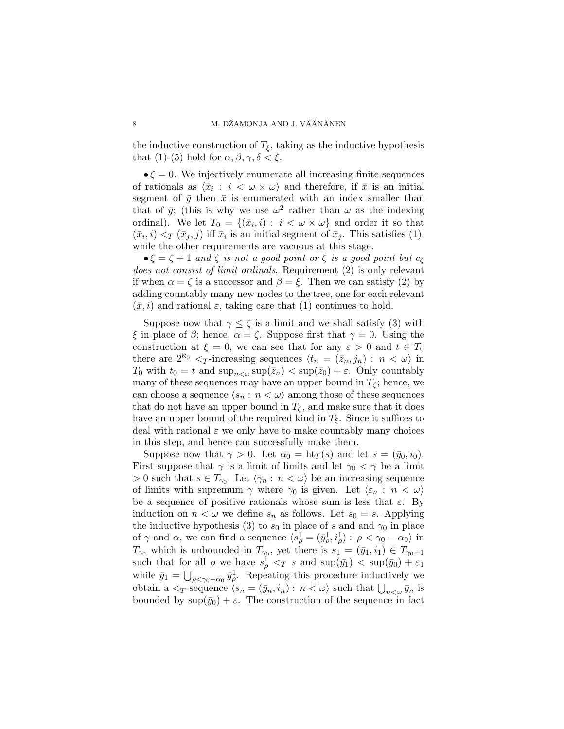the inductive construction of $T_\xi$, taking as the inductive hypothesis that (1)-(5) hold for $\alpha, \beta, \gamma, \delta < \xi$.

• $\xi = 0$. We injectively enumerate all increasing finite sequences of rationals as $\langle \bar{x}_i : i < \omega \times \omega \rangle$ and therefore, if $\bar{x}$ is an initial segment of $\bar{y}$ then $\bar{x}$ is enumerated with an index smaller than that of $\bar{y}$; (this is why we use $\omega^2$ rather than $\omega$ as the indexing ordinal). We let $T_0 = \{(\bar{x}_i, i) : i < \omega \times \omega\}$ and order it so that $(\bar{x}_i, i) <_T (\bar{x}_j, j)$ iff $\bar{x}_i$ is an initial segment of $\bar{x}_j$. This satisfies (1), while the other requirements are vacuous at this stage.

• $\xi = \zeta + 1$ *and* $\zeta$ *is not a good point or* $\zeta$ *is a good point but* $c_\zeta$ *does not consist of limit ordinals*. Requirement (2) is only relevant if when $\alpha = \zeta$ is a successor and $\beta = \xi$. Then we can satisfy (2) by adding countably many new nodes to the tree, one for each relevant $(\bar{x}, i)$ and rational $\varepsilon$, taking care that (1) continues to hold.

Suppose now that $\gamma \leq \zeta$ is a limit and we shall satisfy (3) with $\xi$ in place of $\beta$; hence, $\alpha = \zeta$. Suppose first that $\gamma = 0$. Using the construction at $\xi = 0$, we can see that for any $\varepsilon > 0$ and $t \in T_0$ there are $2^{\aleph_0}$ $<_T$-increasing sequences $\langle t_n = (\bar{z}_n, j_n) : n < \omega \rangle$ in $T_0$ with $t_0 = t$ and $\sup_{n<\omega} \sup(\bar{z}_n) < \sup(\bar{z}_0) + \varepsilon$. Only countably many of these sequences may have an upper bound in $T_\zeta$; hence, we can choose a sequence $\langle s_n : n < \omega \rangle$ among those of these sequences that do not have an upper bound in $T_\zeta$, and make sure that it does have an upper bound of the required kind in $T_\xi$. Since it suffices to deal with rational $\varepsilon$ we only have to make countably many choices in this step, and hence can successfully make them.

Suppose now that $\gamma > 0$. Let $\alpha_0 = \mathrm{ht}_T(s)$ and let $s = (\bar{y}_0, i_0)$. First suppose that $\gamma$ is a limit of limits and let $\gamma_0 < \gamma$ be a limit $> 0$ such that $s \in T_{\gamma_0}$. Let $\langle \gamma_n : n < \omega \rangle$ be an increasing sequence of limits with supremum $\gamma$ where $\gamma_0$ is given. Let $\langle \varepsilon_n : n < \omega \rangle$ be a sequence of positive rationals whose sum is less that $\varepsilon$. By induction on $n < \omega$ we define $s_n$ as follows. Let $s_0 = s$. Applying the inductive hypothesis (3) to $s_0$ in place of $s$ and and $\gamma_0$ in place of $\gamma$ and $\alpha$, we can find a sequence $\langle s^1_\rho = (\bar{y}^1_\rho, i^1_\rho) : \rho < \gamma_0 - \alpha_0 \rangle$ in $T_{\gamma_0}$ which is unbounded in $T_{\gamma_0}$, yet there is $s_1 = (\bar{y}_1, i_1) \in T_{\gamma_0+1}$ such that for all $\rho$ we have $s^1_\rho <_T s$ and $\sup(\bar{y}_1) < \sup(\bar{y}_0) + \varepsilon_1$ while $\bar{y}_1 = \bigcup_{\rho < \gamma_0 - \alpha_0} \bar{y}^1_\rho$. Repeating this procedure inductively we obtain a $<_T$-sequence $\langle s_n = (\bar{y}_n, i_n) : n < \omega \rangle$ such that $\bigcup_{n<\omega} \bar{y}_n$ is bounded by $\sup(\bar{y}_0) + \varepsilon$. The construction of the sequence in fact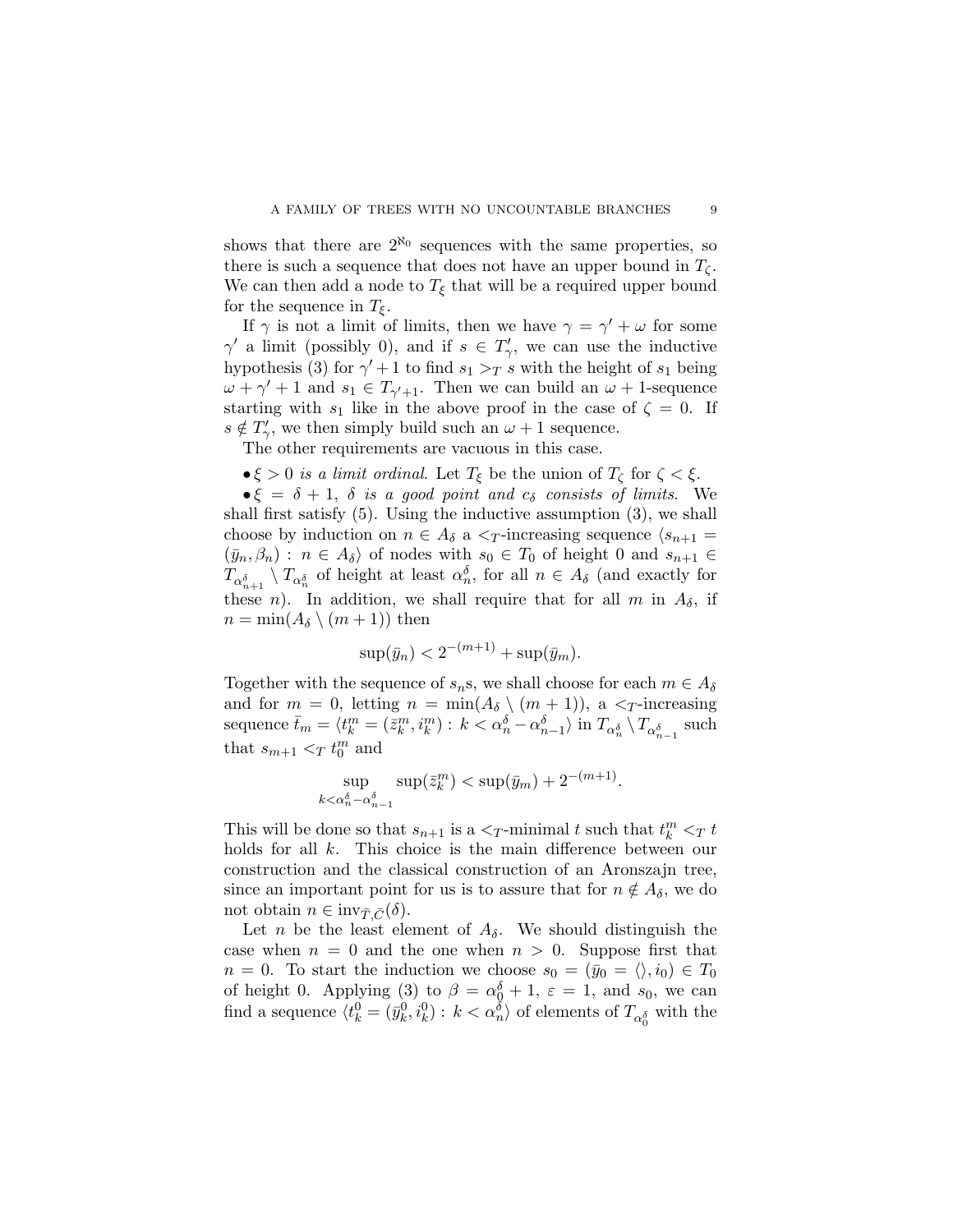shows that there are $2^{\aleph_0}$ sequences with the same properties, so there is such a sequence that does not have an upper bound in $T_\zeta$. We can then add a node to $T_\xi$ that will be a required upper bound for the sequence in $T_\xi$.

If $\gamma$ is not a limit of limits, then we have $\gamma = \gamma' + \omega$ for some $\gamma'$ a limit (possibly 0), and if $s \in T'_\gamma$, we can use the inductive hypothesis (3) for $\gamma' + 1$ to find $s_1 >_T s$ with the height of $s_1$ being $\omega + \gamma' + 1$ and $s_1 \in T_{\gamma'+1}$. Then we can build an $\omega + 1$-sequence starting with $s_1$ like in the above proof in the case of $\zeta = 0$. If $s \notin T'_\gamma$, we then simply build such an $\omega + 1$ sequence.

The other requirements are vacuous in this case.

• *$\xi > 0$ is a limit ordinal.* Let $T_\xi$ be the union of $T_\zeta$ for $\zeta < \xi$.

• *$\xi = \delta + 1$, $\delta$ is a good point and $c_\delta$ consists of limits.* We shall first satisfy (5). Using the inductive assumption (3), we shall choose by induction on $n \in A_\delta$ a $<_T$-increasing sequence $\langle s_{n+1} = (\bar{y}_n, \beta_n) : n \in A_\delta \rangle$ of nodes with $s_0 \in T_0$ of height 0 and $s_{n+1} \in T_{\alpha^\delta_{n+1}} \setminus T_{\alpha^\delta_n}$ of height at least $\alpha^\delta_n$, for all $n \in A_\delta$ (and exactly for these $n$). In addition, we shall require that for all $m$ in $A_\delta$, if $n = \min(A_\delta \setminus (m+1))$ then

$$\sup(\bar{y}_n) < 2^{-(m+1)} + \sup(\bar{y}_m).$$

Together with the sequence of $s_n$s, we shall choose for each $m \in A_\delta$ and for $m = 0$, letting $n = \min(A_\delta \setminus (m+1))$, a $<_T$-increasing sequence $\bar{t}_m = \langle t^m_k = (\bar{z}^m_k, i^m_k) : k < \alpha^\delta_n - \alpha^\delta_{n-1} \rangle$ in $T_{\alpha^\delta_n} \setminus T_{\alpha^\delta_{n-1}}$ such that $s_{m+1} <_T t^m_0$ and

$$\sup_{k < \alpha^\delta_n - \alpha^\delta_{n-1}} \sup(\bar{z}^m_k) < \sup(\bar{y}_m) + 2^{-(m+1)}.$$

This will be done so that $s_{n+1}$ is a $<_T$-minimal $t$ such that $t^m_k <_T t$ holds for all $k$. This choice is the main difference between our construction and the classical construction of an Aronszajn tree, since an important point for us is to assure that for $n \notin A_\delta$, we do not obtain $n \in \mathrm{inv}_{\bar{T}, \bar{C}}(\delta)$.

Let $n$ be the least element of $A_\delta$. We should distinguish the case when $n = 0$ and the one when $n > 0$. Suppose first that $n = 0$. To start the induction we choose $s_0 = (\bar{y}_0 = \langle\rangle, i_0) \in T_0$ of height 0. Applying (3) to $\beta = \alpha^\delta_0 + 1$, $\varepsilon = 1$, and $s_0$, we can find a sequence $\langle t^0_k = (\bar{y}^0_k, i^0_k) : k < \alpha^\delta_n \rangle$ of elements of $T_{\alpha^\delta_0}$ with the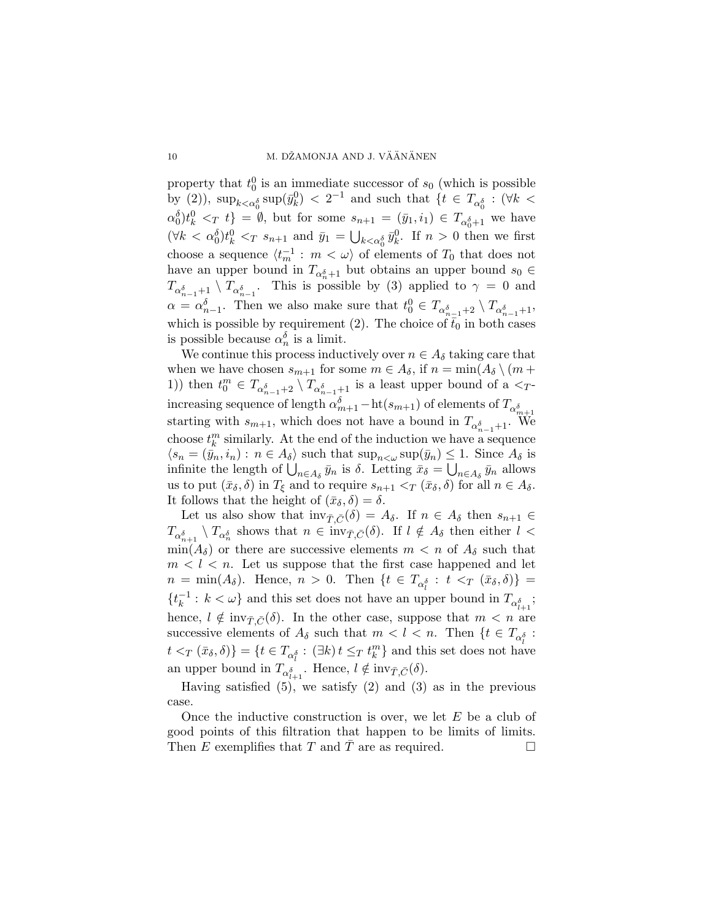property that $t^0_0$ is an immediate successor of $s_0$ (which is possible by (2)), $\sup_{k<\alpha^\delta_0}\sup(\bar{y}^0_k) < 2^{-1}$ and such that $\{t \in T_{\alpha^\delta_0} : (\forall k < \alpha^\delta_0) t^0_k <_T t\} = \emptyset$, but for some $s_{n+1} = (\bar{y}_1, i_1) \in T_{\alpha^\delta_0+1}$ we have $(\forall k < \alpha^\delta_0) t^0_k <_T s_{n+1}$ and $\bar{y}_1 = \bigcup_{k<\alpha^\delta_0} \bar{y}^0_k$. If $n > 0$ then we first choose a sequence $\langle t^{-1}_m : m < \omega\rangle$ of elements of $T_0$ that does not have an upper bound in $T_{\alpha^\delta_n+1}$ but obtains an upper bound $s_0 \in T_{\alpha^\delta_{n-1}+1} \setminus T_{\alpha^\delta_{n-1}}$. This is possible by (3) applied to $\gamma = 0$ and $\alpha = \alpha^\delta_{n-1}$. Then we also make sure that $t^0_0 \in T_{\alpha^\delta_{n-1}+2} \setminus T_{\alpha^\delta_{n-1}+1}$, which is possible by requirement (2). The choice of $\bar{t}_0$ in both cases is possible because $\alpha^\delta_n$ is a limit.

We continue this process inductively over $n \in A_\delta$ taking care that when we have chosen $s_{m+1}$ for some $m \in A_\delta$, if $n = \min(A_\delta \setminus (m+1))$ then $t^m_0 \in T_{\alpha^\delta_{n-1}+2} \setminus T_{\alpha^\delta_{n-1}+1}$ is a least upper bound of a $<_T$-increasing sequence of length $\alpha^\delta_{m+1} - \mathrm{ht}(s_{m+1})$ of elements of $T_{\alpha^\delta_{m+1}}$ starting with $s_{m+1}$, which does not have a bound in $T_{\alpha^\delta_{n-1}+1}$. We choose $t^m_k$ similarly. At the end of the induction we have a sequence $\langle s_n = (\bar{y}_n, i_n) : n \in A_\delta\rangle$ such that $\sup_{n<\omega}\sup(\bar{y}_n) \leq 1$. Since $A_\delta$ is infinite the length of $\bigcup_{n\in A_\delta} \bar{y}_n$ is $\delta$. Letting $\bar{x}_\delta = \bigcup_{n\in A_\delta} \bar{y}_n$ allows us to put $(\bar{x}_\delta, \delta)$ in $T_\xi$ and to require $s_{n+1} <_T (\bar{x}_\delta, \delta)$ for all $n \in A_\delta$. It follows that the height of $(\bar{x}_\delta, \delta) = \delta$.

Let us also show that $\mathrm{inv}_{\bar{T},\bar{C}}(\delta) = A_\delta$. If $n \in A_\delta$ then $s_{n+1} \in T_{\alpha^\delta_{n+1}} \setminus T_{\alpha^\delta_n}$ shows that $n \in \mathrm{inv}_{\bar{T},\bar{C}}(\delta)$. If $l \notin A_\delta$ then either $l < \min(A_\delta)$ or there are successive elements $m < n$ of $A_\delta$ such that $m < l < n$. Let us suppose that the first case happened and let $n = \min(A_\delta)$. Hence, $n > 0$. Then $\{t \in T_{\alpha^\delta_l} : t <_T (\bar{x}_\delta, \delta)\} = \{t^{-1}_k : k < \omega\}$ and this set does not have an upper bound in $T_{\alpha^\delta_{l+1}}$; hence, $l \notin \mathrm{inv}_{\bar{T},\bar{C}}(\delta)$. In the other case, suppose that $m < n$ are successive elements of $A_\delta$ such that $m < l < n$. Then $\{t \in T_{\alpha^\delta_l} : t <_T (\bar{x}_\delta, \delta)\} = \{t \in T_{\alpha^\delta_l} : (\exists k)\, t \leq_T t^m_k\}$ and this set does not have an upper bound in $T_{\alpha^\delta_{l+1}}$. Hence, $l \notin \mathrm{inv}_{\bar{T},\bar{C}}(\delta)$.

Having satisfied (5), we satisfy (2) and (3) as in the previous case.

Once the inductive construction is over, we let $E$ be a club of good points of this filtration that happen to be limits of limits. Then $E$ exemplifies that $T$ and $\bar{T}$ are as required. $\square$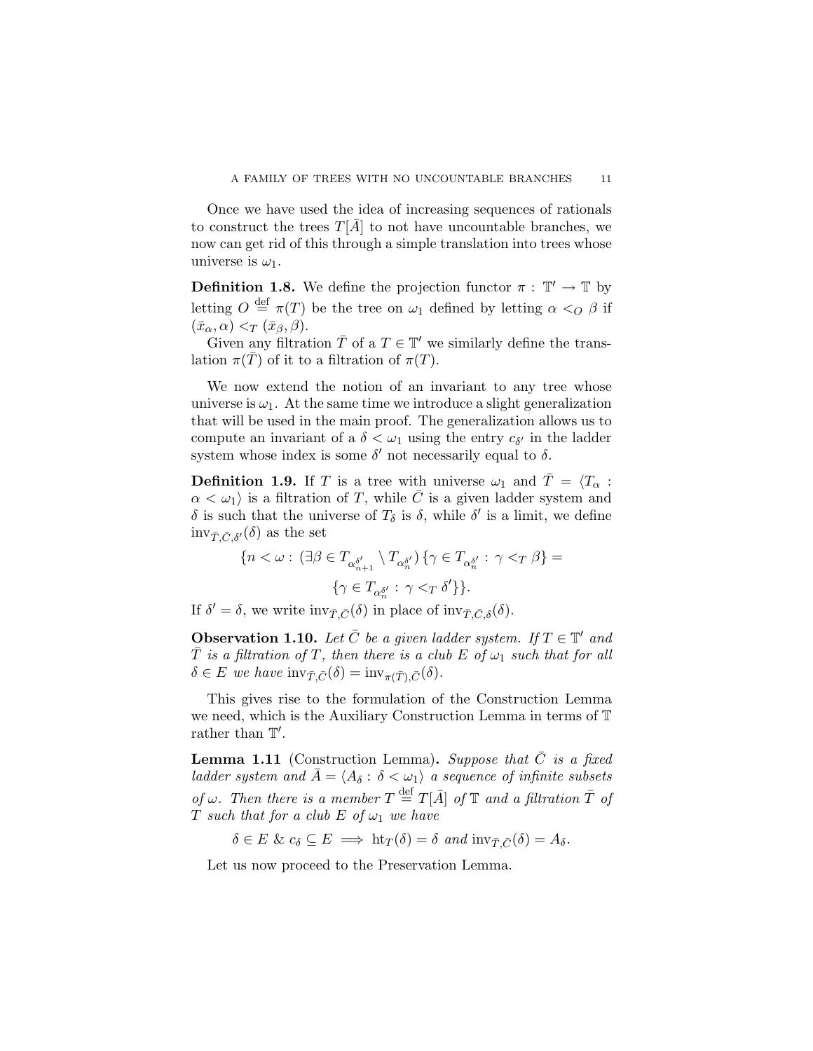Once we have used the idea of increasing sequences of rationals to construct the trees $T[\bar{A}]$ to not have uncountable branches, we now can get rid of this through a simple translation into trees whose universe is $\omega_1$.

**Definition 1.8.** We define the projection functor $\pi : \mathbb{T}' \to \mathbb{T}$ by letting $O \stackrel{\text{def}}{=} \pi(T)$ be the tree on $\omega_1$ defined by letting $\alpha <_O \beta$ if $(\bar{x}_\alpha, \alpha) <_T (\bar{x}_\beta, \beta)$.

Given any filtration $\bar{T}$ of a $T \in \mathbb{T}'$ we similarly define the translation $\pi(\bar{T})$ of it to a filtration of $\pi(T)$.

We now extend the notion of an invariant to any tree whose universe is $\omega_1$. At the same time we introduce a slight generalization that will be used in the main proof. The generalization allows us to compute an invariant of a $\delta < \omega_1$ using the entry $c_{\delta'}$ in the ladder system whose index is some $\delta'$ not necessarily equal to $\delta$.

**Definition 1.9.** If $T$ is a tree with universe $\omega_1$ and $\bar{T} = \langle T_\alpha : \alpha < \omega_1 \rangle$ is a filtration of $T$, while $\bar{C}$ is a given ladder system and $\delta$ is such that the universe of $T_\delta$ is $\delta$, while $\delta'$ is a limit, we define $\mathrm{inv}_{\bar{T},\bar{C},\delta'}(\delta)$ as the set

$$\{n < \omega : (\exists \beta \in T_{\alpha^{\delta'}_{n+1}} \setminus T_{\alpha^{\delta'}_n}) \{\gamma \in T_{\alpha^{\delta'}_n} : \gamma <_T \beta\} = \{\gamma \in T_{\alpha^{\delta'}_n} : \gamma <_T \delta'\}\}.$$

If $\delta' = \delta$, we write $\mathrm{inv}_{\bar{T},\bar{C}}(\delta)$ in place of $\mathrm{inv}_{\bar{T},\bar{C},\delta}(\delta)$.

**Observation 1.10.** *Let $\bar{C}$ be a given ladder system. If $T \in \mathbb{T}'$ and $\bar{T}$ is a filtration of $T$, then there is a club $E$ of $\omega_1$ such that for all $\delta \in E$ we have $\mathrm{inv}_{\bar{T},\bar{C}}(\delta) = \mathrm{inv}_{\pi(\bar{T}),\bar{C}}(\delta)$.*

This gives rise to the formulation of the Construction Lemma we need, which is the Auxiliary Construction Lemma in terms of $\mathbb{T}$ rather than $\mathbb{T}'$.

**Lemma 1.11** (Construction Lemma)**.** *Suppose that $\bar{C}$ is a fixed ladder system and $\bar{A} = \langle A_\delta : \delta < \omega_1 \rangle$ a sequence of infinite subsets of $\omega$. Then there is a member $T \stackrel{\text{def}}{=} T[\bar{A}]$ of $\mathbb{T}$ and a filtration $\bar{T}$ of $T$ such that for a club $E$ of $\omega_1$ we have*

$$\delta \in E \;\&\; c_\delta \subseteq E \implies \mathrm{ht}_T(\delta) = \delta \text{ and } \mathrm{inv}_{\bar{T},\bar{C}}(\delta) = A_\delta.$$

Let us now proceed to the Preservation Lemma.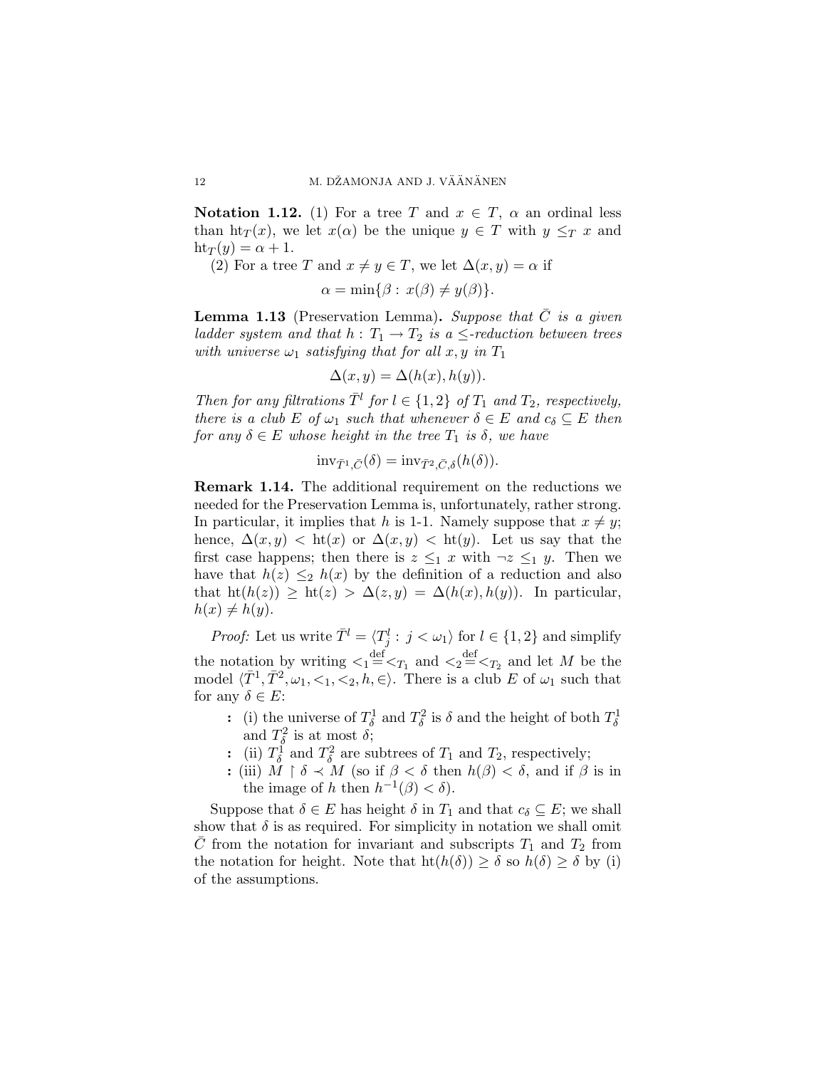**Notation 1.12.** (1) For a tree $T$ and $x \in T$, $\alpha$ an ordinal less than $\mathrm{ht}_T(x)$, we let $x(\alpha)$ be the unique $y \in T$ with $y \leq_T x$ and $\mathrm{ht}_T(y) = \alpha + 1$.

(2) For a tree $T$ and $x \neq y \in T$, we let $\Delta(x, y) = \alpha$ if

$$\alpha = \min\{\beta : x(\beta) \neq y(\beta)\}.$$

**Lemma 1.13** (Preservation Lemma)**.** *Suppose that $\bar{C}$ is a given ladder system and that $h : T_1 \to T_2$ is a $\leq$-reduction between trees with universe $\omega_1$ satisfying that for all $x, y$ in $T_1$*

$$\Delta(x, y) = \Delta(h(x), h(y)).$$

*Then for any filtrations $\bar{T}^l$ for $l \in \{1, 2\}$ of $T_1$ and $T_2$, respectively, there is a club $E$ of $\omega_1$ such that whenever $\delta \in E$ and $c_\delta \subseteq E$ then for any $\delta \in E$ whose height in the tree $T_1$ is $\delta$, we have*

$$\mathrm{inv}_{\bar{T}^1, \bar{C}}(\delta) = \mathrm{inv}_{\bar{T}^2, \bar{C}, \delta}(h(\delta)).$$

**Remark 1.14.** The additional requirement on the reductions we needed for the Preservation Lemma is, unfortunately, rather strong. In particular, it implies that $h$ is 1-1. Namely suppose that $x \neq y$; hence, $\Delta(x, y) < \mathrm{ht}(x)$ or $\Delta(x, y) < \mathrm{ht}(y)$. Let us say that the first case happens; then there is $z \leq_1 x$ with $\neg z \leq_1 y$. Then we have that $h(z) \leq_2 h(x)$ by the definition of a reduction and also that $\mathrm{ht}(h(z)) \geq \mathrm{ht}(z) > \Delta(z, y) = \Delta(h(x), h(y))$. In particular, $h(x) \neq h(y)$.

*Proof:* Let us write $\bar{T}^l = \langle T^l_j : j < \omega_1 \rangle$ for $l \in \{1, 2\}$ and simplify the notation by writing $<_1 \stackrel{\mathrm{def}}{=} <_{T_1}$ and $<_2 \stackrel{\mathrm{def}}{=} <_{T_2}$ and let $M$ be the model $\langle \bar{T}^1, \bar{T}^2, \omega_1, <_1, <_2, h, \in \rangle$. There is a club $E$ of $\omega_1$ such that for any $\delta \in E$:

- (i) the universe of $T^1_\delta$ and $T^2_\delta$ is $\delta$ and the height of both $T^1_\delta$ and $T^2_\delta$ is at most $\delta$;
- (ii) $T^1_\delta$ and $T^2_\delta$ are subtrees of $T_1$ and $T_2$, respectively;
- (iii) $M \restriction \delta \prec M$ (so if $\beta < \delta$ then $h(\beta) < \delta$, and if $\beta$ is in the image of $h$ then $h^{-1}(\beta) < \delta$).

Suppose that $\delta \in E$ has height $\delta$ in $T_1$ and that $c_\delta \subseteq E$; we shall show that $\delta$ is as required. For simplicity in notation we shall omit $\bar{C}$ from the notation for invariant and subscripts $T_1$ and $T_2$ from the notation for height. Note that $\mathrm{ht}(h(\delta)) \geq \delta$ so $h(\delta) \geq \delta$ by (i) of the assumptions.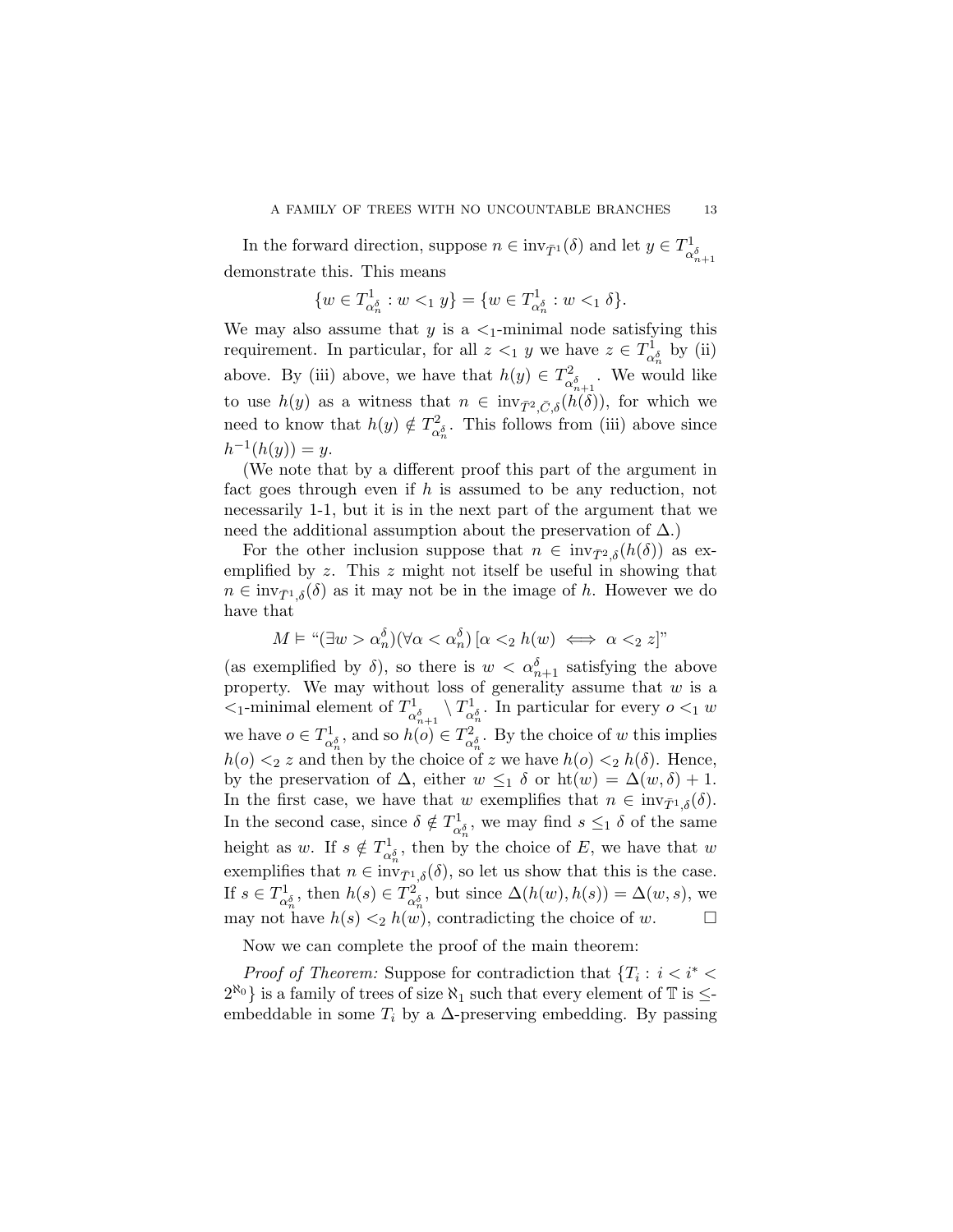In the forward direction, suppose $n \in \mathrm{inv}_{\bar{T}^1}(\delta)$ and let $y \in T^1_{\alpha^\delta_{n+1}}$ demonstrate this. This means

$$\{w \in T^1_{\alpha^\delta_n} : w <_1 y\} = \{w \in T^1_{\alpha^\delta_n} : w <_1 \delta\}.$$

We may also assume that $y$ is a $<_1$-minimal node satisfying this requirement. In particular, for all $z <_1 y$ we have $z \in T^1_{\alpha^\delta_n}$ by (ii) above. By (iii) above, we have that $h(y) \in T^2_{\alpha^\delta_{n+1}}$. We would like to use $h(y)$ as a witness that $n \in \mathrm{inv}_{\bar{T}^2,\bar{C},\delta}(h(\delta))$, for which we need to know that $h(y) \notin T^2_{\alpha^\delta_n}$. This follows from (iii) above since $h^{-1}(h(y)) = y$.

(We note that by a different proof this part of the argument in fact goes through even if $h$ is assumed to be any reduction, not necessarily 1-1, but it is in the next part of the argument that we need the additional assumption about the preservation of $\Delta$.)

For the other inclusion suppose that $n \in \mathrm{inv}_{\bar{T}^2,\delta}(h(\delta))$ as exemplified by $z$. This $z$ might not itself be useful in showing that $n \in \mathrm{inv}_{\bar{T}^1,\delta}(\delta)$ as it may not be in the image of $h$. However we do have that

$$M \models \text{“}(\exists w > \alpha^\delta_n)(\forall \alpha < \alpha^\delta_n)\,[\alpha <_2 h(w) \iff \alpha <_2 z]\text{”}$$

(as exemplified by $\delta$), so there is $w < \alpha^\delta_{n+1}$ satisfying the above property. We may without loss of generality assume that $w$ is a $<_1$-minimal element of $T^1_{\alpha^\delta_{n+1}} \setminus T^1_{\alpha^\delta_n}$. In particular for every $o <_1 w$ we have $o \in T^1_{\alpha^\delta_n}$, and so $h(o) \in T^2_{\alpha^\delta_n}$. By the choice of $w$ this implies $h(o) <_2 z$ and then by the choice of $z$ we have $h(o) <_2 h(\delta)$. Hence, by the preservation of $\Delta$, either $w \leq_1 \delta$ or $\mathrm{ht}(w) = \Delta(w, \delta) + 1$. In the first case, we have that $w$ exemplifies that $n \in \mathrm{inv}_{\bar{T}^1,\delta}(\delta)$. In the second case, since $\delta \notin T^1_{\alpha^\delta_n}$, we may find $s \leq_1 \delta$ of the same height as $w$. If $s \notin T^1_{\alpha^\delta_n}$, then by the choice of $E$, we have that $w$ exemplifies that $n \in \mathrm{inv}_{\bar{T}^1,\delta}(\delta)$, so let us show that this is the case. If $s \in T^1_{\alpha^\delta_n}$, then $h(s) \in T^2_{\alpha^\delta_n}$, but since $\Delta(h(w), h(s)) = \Delta(w, s)$, we may not have $h(s) <_2 h(w)$, contradicting the choice of $w$. $\square$

Now we can complete the proof of the main theorem:

*Proof of Theorem:* Suppose for contradiction that $\{T_i : i < i^* < 2^{\aleph_0}\}$ is a family of trees of size $\aleph_1$ such that every element of $\mathbb{T}$ is $\leq$-embeddable in some $T_i$ by a $\Delta$-preserving embedding. By passing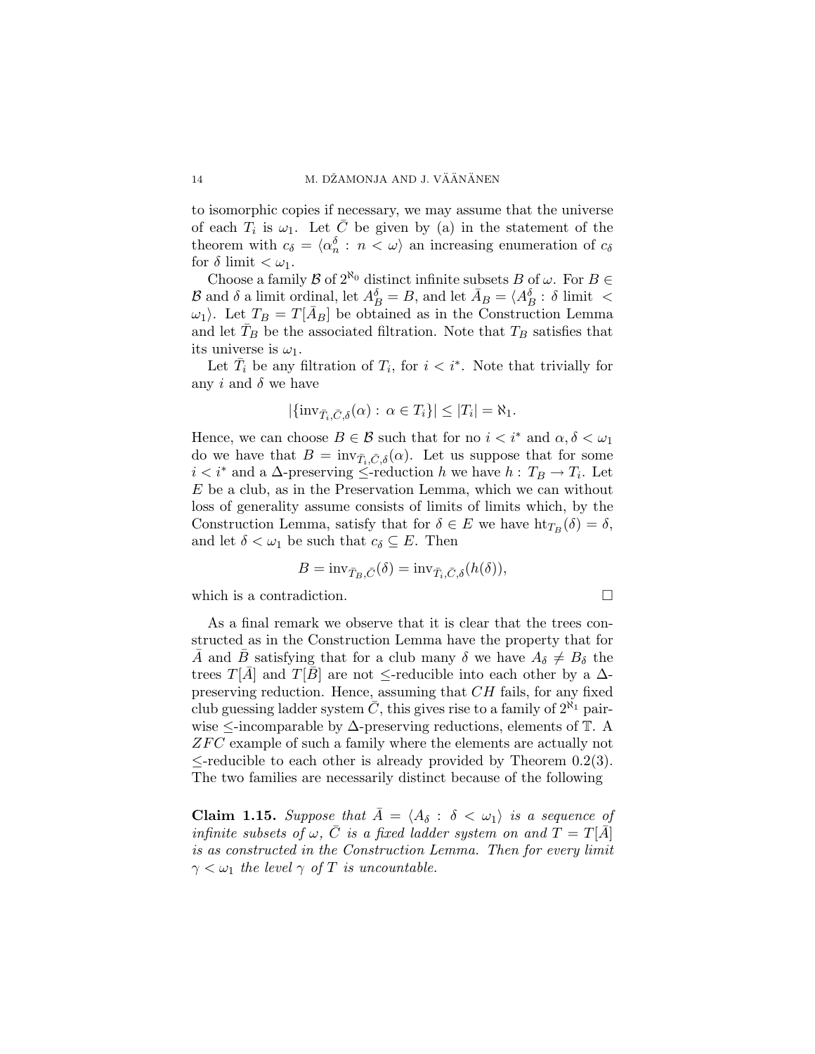to isomorphic copies if necessary, we may assume that the universe of each $T_i$ is $\omega_1$. Let $\bar{C}$ be given by (a) in the statement of the theorem with $c_\delta = \langle \alpha^\delta_n : n < \omega\rangle$ an increasing enumeration of $c_\delta$ for $\delta$ limit $< \omega_1$.

Choose a family $\mathcal{B}$ of $2^{\aleph_0}$ distinct infinite subsets $B$ of $\omega$. For $B \in \mathcal{B}$ and $\delta$ a limit ordinal, let $A^\delta_B = B$, and let $\bar{A}_B = \langle A^\delta_B : \delta \text{ limit } < \omega_1\rangle$. Let $T_B = T[\bar{A}_B]$ be obtained as in the Construction Lemma and let $\bar{T}_B$ be the associated filtration. Note that $T_B$ satisfies that its universe is $\omega_1$.

Let $\bar{T}_i$ be any filtration of $T_i$, for $i < i^*$. Note that trivially for any $i$ and $\delta$ we have

$$|\{\mathrm{inv}_{\bar{T}_i, \bar{C}, \delta}(\alpha) : \alpha \in T_i\}| \leq |T_i| = \aleph_1.$$

Hence, we can choose $B \in \mathcal{B}$ such that for no $i < i^*$ and $\alpha, \delta < \omega_1$ do we have that $B = \mathrm{inv}_{\bar{T}_i, \bar{C}, \delta}(\alpha)$. Let us suppose that for some $i < i^*$ and a $\Delta$-preserving $\leq$-reduction $h$ we have $h : T_B \to T_i$. Let $E$ be a club, as in the Preservation Lemma, which we can without loss of generality assume consists of limits of limits which, by the Construction Lemma, satisfy that for $\delta \in E$ we have $\mathrm{ht}_{T_B}(\delta) = \delta$, and let $\delta < \omega_1$ be such that $c_\delta \subseteq E$. Then

$$B = \mathrm{inv}_{\bar{T}_B, \bar{C}}(\delta) = \mathrm{inv}_{\bar{T}_i, \bar{C}, \delta}(h(\delta)),$$

which is a contradiction. □

As a final remark we observe that it is clear that the trees constructed as in the Construction Lemma have the property that for $\bar{A}$ and $\bar{B}$ satisfying that for a club many $\delta$ we have $A_\delta \neq B_\delta$ the trees $T[\bar{A}]$ and $T[\bar{B}]$ are not $\leq$-reducible into each other by a $\Delta$-preserving reduction. Hence, assuming that $CH$ fails, for any fixed club guessing ladder system $\bar{C}$, this gives rise to a family of $2^{\aleph_1}$ pairwise $\leq$-incomparable by $\Delta$-preserving reductions, elements of $\mathbb{T}$. A $ZFC$ example of such a family where the elements are actually not $\leq$-reducible to each other is already provided by Theorem 0.2(3). The two families are necessarily distinct because of the following

**Claim 1.15.** *Suppose that $\bar{A} = \langle A_\delta : \delta < \omega_1\rangle$ is a sequence of infinite subsets of $\omega$, $\bar{C}$ is a fixed ladder system on and $T = T[\bar{A}]$ is as constructed in the Construction Lemma. Then for every limit $\gamma < \omega_1$ the level $\gamma$ of $T$ is uncountable.*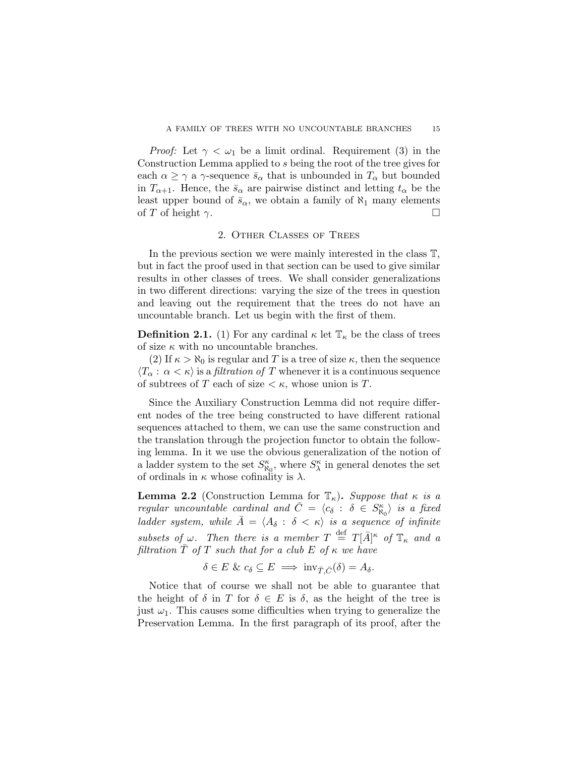*Proof:* Let $\gamma < \omega_1$ be a limit ordinal. Requirement (3) in the Construction Lemma applied to $s$ being the root of the tree gives for each $\alpha \geq \gamma$ a $\gamma$-sequence $\bar{s}_\alpha$ that is unbounded in $T_\alpha$ but bounded in $T_{\alpha+1}$. Hence, the $\bar{s}_\alpha$ are pairwise distinct and letting $t_\alpha$ be the least upper bound of $\bar{s}_\alpha$, we obtain a family of $\aleph_1$ many elements of $T$ of height $\gamma$. □

## 2. Other Classes of Trees

In the previous section we were mainly interested in the class $\mathbb{T}$, but in fact the proof used in that section can be used to give similar results in other classes of trees. We shall consider generalizations in two different directions: varying the size of the trees in question and leaving out the requirement that the trees do not have an uncountable branch. Let us begin with the first of them.

**Definition 2.1.** (1) For any cardinal $\kappa$ let $\mathbb{T}_\kappa$ be the class of trees of size $\kappa$ with no uncountable branches.

(2) If $\kappa > \aleph_0$ is regular and $T$ is a tree of size $\kappa$, then the sequence $\langle T_\alpha : \alpha < \kappa \rangle$ is a *filtration of* $T$ whenever it is a continuous sequence of subtrees of $T$ each of size $< \kappa$, whose union is $T$.

Since the Auxiliary Construction Lemma did not require different nodes of the tree being constructed to have different rational sequences attached to them, we can use the same construction and the translation through the projection functor to obtain the following lemma. In it we use the obvious generalization of the notion of a ladder system to the set $S^\kappa_{\aleph_0}$, where $S^\kappa_\lambda$ in general denotes the set of ordinals in $\kappa$ whose cofinality is $\lambda$.

**Lemma 2.2** (Construction Lemma for $\mathbb{T}_\kappa$)**.** *Suppose that $\kappa$ is a regular uncountable cardinal and $\bar{C} = \langle c_\delta : \delta \in S^\kappa_{\aleph_0} \rangle$ is a fixed ladder system, while $\bar{A} = \langle A_\delta : \delta < \kappa \rangle$ is a sequence of infinite subsets of $\omega$. Then there is a member $T \stackrel{\text{def}}{=} T[\bar{A}]^\kappa$ of $\mathbb{T}_\kappa$ and a filtration $\bar{T}$ of $T$ such that for a club $E$ of $\kappa$ we have*

$$\delta \in E \;\&\; c_\delta \subseteq E \implies \text{inv}_{\bar{T},\bar{C}}(\delta) = A_\delta.$$

Notice that of course we shall not be able to guarantee that the height of $\delta$ in $T$ for $\delta \in E$ is $\delta$, as the height of the tree is just $\omega_1$. This causes some difficulties when trying to generalize the Preservation Lemma. In the first paragraph of its proof, after the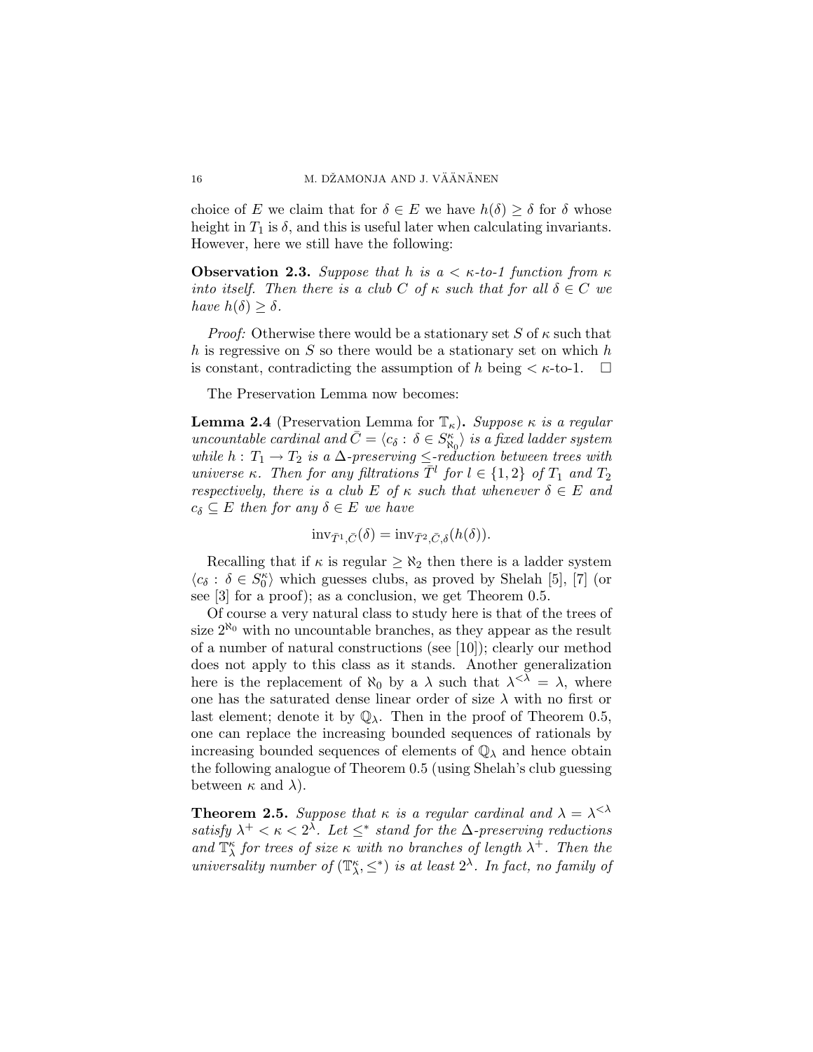choice of $E$ we claim that for $\delta \in E$ we have $h(\delta) \geq \delta$ for $\delta$ whose height in $T_1$ is $\delta$, and this is useful later when calculating invariants. However, here we still have the following:

**Observation 2.3.** *Suppose that $h$ is a $< \kappa$-to-1 function from $\kappa$ into itself. Then there is a club $C$ of $\kappa$ such that for all $\delta \in C$ we have $h(\delta) \geq \delta$.*

*Proof:* Otherwise there would be a stationary set $S$ of $\kappa$ such that $h$ is regressive on $S$ so there would be a stationary set on which $h$ is constant, contradicting the assumption of $h$ being $< \kappa$-to-1. $\square$

The Preservation Lemma now becomes:

**Lemma 2.4** (Preservation Lemma for $\mathbb{T}_\kappa$)**.** *Suppose $\kappa$ is a regular uncountable cardinal and $\bar{C} = \langle c_\delta : \delta \in S^\kappa_{\aleph_0} \rangle$ is a fixed ladder system while $h : T_1 \to T_2$ is a $\Delta$-preserving $\leq$-reduction between trees with universe $\kappa$. Then for any filtrations $\bar{T}^l$ for $l \in \{1, 2\}$ of $T_1$ and $T_2$ respectively, there is a club $E$ of $\kappa$ such that whenever $\delta \in E$ and $c_\delta \subseteq E$ then for any $\delta \in E$ we have*

$$\mathrm{inv}_{\bar{T}^1, \bar{C}}(\delta) = \mathrm{inv}_{\bar{T}^2, \bar{C}, \delta}(h(\delta)).$$

Recalling that if $\kappa$ is regular $\geq \aleph_2$ then there is a ladder system $\langle c_\delta : \delta \in S^\kappa_0 \rangle$ which guesses clubs, as proved by Shelah [5], [7] (or see [3] for a proof); as a conclusion, we get Theorem 0.5.

Of course a very natural class to study here is that of the trees of size $2^{\aleph_0}$ with no uncountable branches, as they appear as the result of a number of natural constructions (see [10]); clearly our method does not apply to this class as it stands. Another generalization here is the replacement of $\aleph_0$ by a $\lambda$ such that $\lambda^{<\lambda} = \lambda$, where one has the saturated dense linear order of size $\lambda$ with no first or last element; denote it by $\mathbb{Q}_\lambda$. Then in the proof of Theorem 0.5, one can replace the increasing bounded sequences of rationals by increasing bounded sequences of elements of $\mathbb{Q}_\lambda$ and hence obtain the following analogue of Theorem 0.5 (using Shelah's club guessing between $\kappa$ and $\lambda$).

**Theorem 2.5.** *Suppose that $\kappa$ is a regular cardinal and $\lambda = \lambda^{<\lambda}$ satisfy $\lambda^+ < \kappa < 2^\lambda$. Let $\leq^*$ stand for the $\Delta$-preserving reductions and $\mathbb{T}^\kappa_\lambda$ for trees of size $\kappa$ with no branches of length $\lambda^+$. Then the universality number of $(\mathbb{T}^\kappa_\lambda, \leq^*)$ is at least $2^\lambda$. In fact, no family of*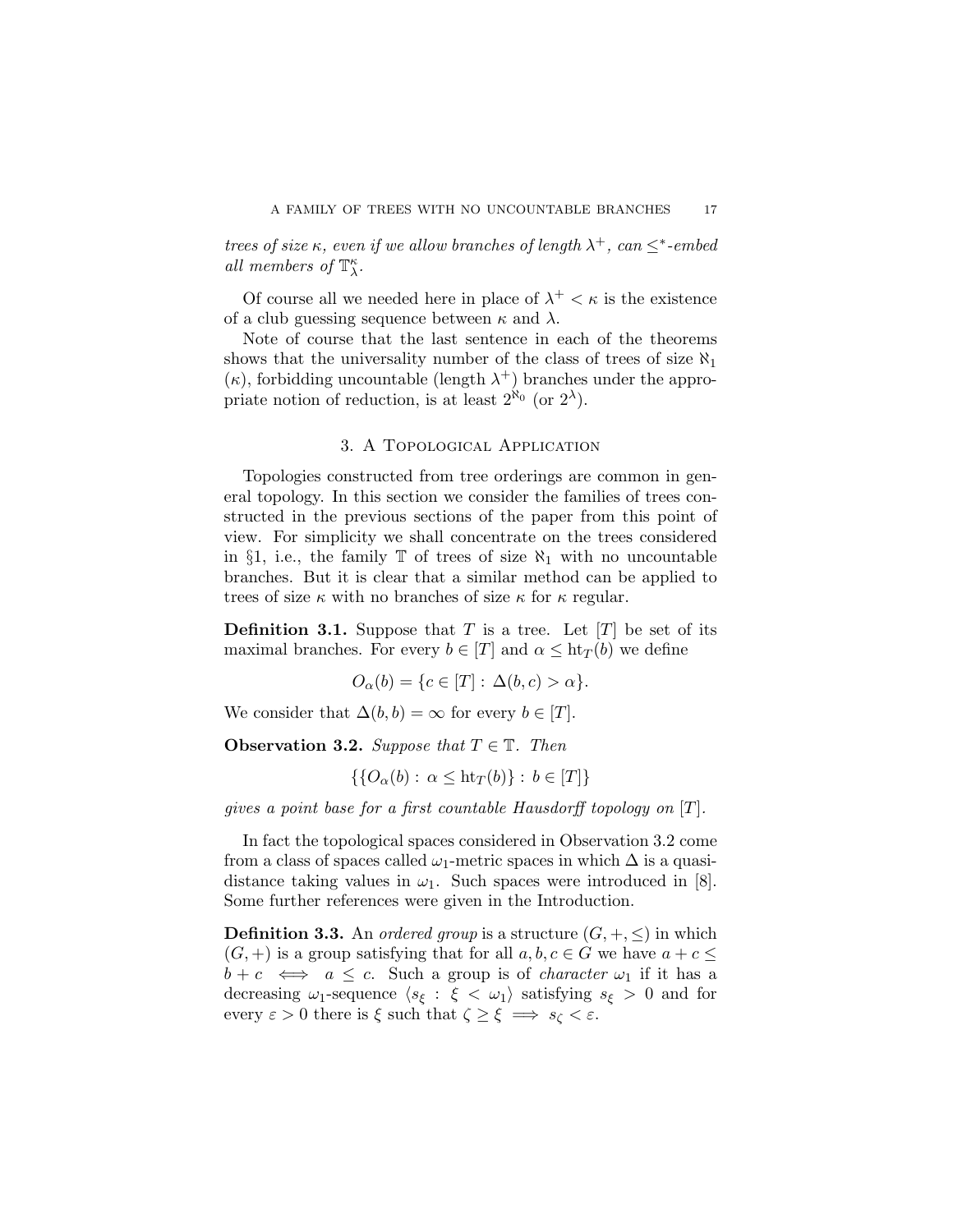*trees of size $\kappa$, even if we allow branches of length $\lambda^+$, can $\leq^*$-embed all members of $\mathbb{T}^\kappa_\lambda$.*

Of course all we needed here in place of $\lambda^+ < \kappa$ is the existence of a club guessing sequence between $\kappa$ and $\lambda$.

Note of course that the last sentence in each of the theorems shows that the universality number of the class of trees of size $\aleph_1$ ($\kappa$), forbidding uncountable (length $\lambda^+$) branches under the appropriate notion of reduction, is at least $2^{\aleph_0}$ (or $2^\lambda$).

## 3. A Topological Application

Topologies constructed from tree orderings are common in general topology. In this section we consider the families of trees constructed in the previous sections of the paper from this point of view. For simplicity we shall concentrate on the trees considered in §1, i.e., the family $\mathbb{T}$ of trees of size $\aleph_1$ with no uncountable branches. But it is clear that a similar method can be applied to trees of size $\kappa$ with no branches of size $\kappa$ for $\kappa$ regular.

**Definition 3.1.** Suppose that $T$ is a tree. Let $[T]$ be set of its maximal branches. For every $b \in [T]$ and $\alpha \leq \mathrm{ht}_T(b)$ we define

$$O_\alpha(b) = \{c \in [T] : \Delta(b, c) > \alpha\}.$$

We consider that $\Delta(b, b) = \infty$ for every $b \in [T]$.

**Observation 3.2.** *Suppose that $T \in \mathbb{T}$. Then*

$$\{\{O_\alpha(b) : \alpha \leq \mathrm{ht}_T(b)\} : b \in [T]\}$$

*gives a point base for a first countable Hausdorff topology on $[T]$.*

In fact the topological spaces considered in Observation 3.2 come from a class of spaces called $\omega_1$-metric spaces in which $\Delta$ is a quasi-distance taking values in $\omega_1$. Such spaces were introduced in [8]. Some further references were given in the Introduction.

**Definition 3.3.** An *ordered group* is a structure $(G, +, \leq)$ in which $(G, +)$ is a group satisfying that for all $a, b, c \in G$ we have $a + c \leq b + c \iff a \leq c$. Such a group is of *character* $\omega_1$ if it has a decreasing $\omega_1$-sequence $\langle s_\xi : \xi < \omega_1\rangle$ satisfying $s_\xi > 0$ and for every $\varepsilon > 0$ there is $\xi$ such that $\zeta \geq \xi \implies s_\zeta < \varepsilon$.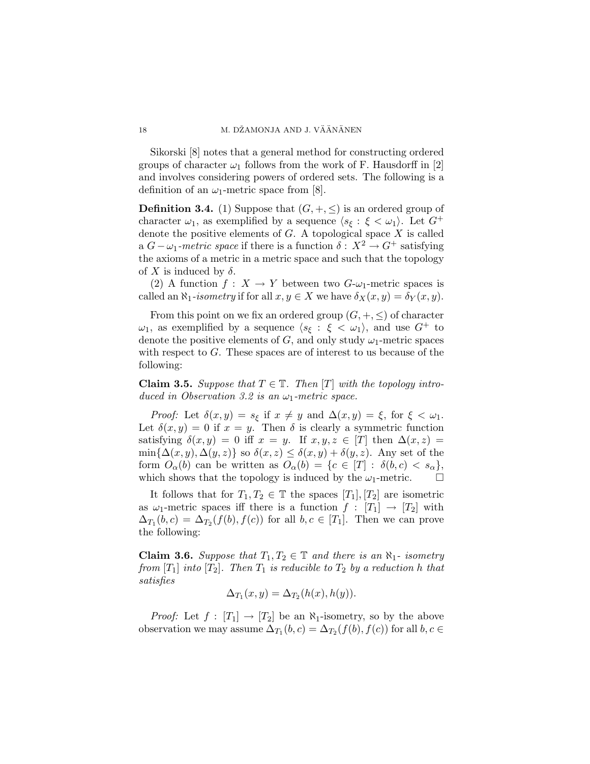Sikorski [8] notes that a general method for constructing ordered groups of character $\omega_1$ follows from the work of F. Hausdorff in [2] and involves considering powers of ordered sets. The following is a definition of an $\omega_1$-metric space from [8].

**Definition 3.4.** (1) Suppose that $(G, +, \leq)$ is an ordered group of character $\omega_1$, as exemplified by a sequence $\langle s_\xi : \xi < \omega_1 \rangle$. Let $G^+$ denote the positive elements of $G$. A topological space $X$ is called a $G-\omega_1$*-metric space* if there is a function $\delta : X^2 \to G^+$ satisfying the axioms of a metric in a metric space and such that the topology of $X$ is induced by $\delta$.

(2) A function $f : X \to Y$ between two $G$-$\omega_1$-metric spaces is called an $\aleph_1$*-isometry* if for all $x, y \in X$ we have $\delta_X(x, y) = \delta_Y(x, y)$.

From this point on we fix an ordered group $(G, +, \leq)$ of character $\omega_1$, as exemplified by a sequence $\langle s_\xi : \xi < \omega_1 \rangle$, and use $G^+$ to denote the positive elements of $G$, and only study $\omega_1$-metric spaces with respect to $G$. These spaces are of interest to us because of the following:

**Claim 3.5.** *Suppose that $T \in \mathbb{T}$. Then $[T]$ with the topology introduced in Observation 3.2 is an $\omega_1$-metric space.*

*Proof:* Let $\delta(x, y) = s_\xi$ if $x \neq y$ and $\Delta(x, y) = \xi$, for $\xi < \omega_1$. Let $\delta(x, y) = 0$ if $x = y$. Then $\delta$ is clearly a symmetric function satisfying $\delta(x, y) = 0$ iff $x = y$. If $x, y, z \in [T]$ then $\Delta(x, z) = \min\{\Delta(x, y), \Delta(y, z)\}$ so $\delta(x, z) \leq \delta(x, y) + \delta(y, z)$. Any set of the form $O_\alpha(b)$ can be written as $O_\alpha(b) = \{c \in [T] : \delta(b, c) < s_\alpha\}$, which shows that the topology is induced by the $\omega_1$-metric. $\square$

It follows that for $T_1, T_2 \in \mathbb{T}$ the spaces $[T_1], [T_2]$ are isometric as $\omega_1$-metric spaces iff there is a function $f : [T_1] \to [T_2]$ with $\Delta_{T_1}(b, c) = \Delta_{T_2}(f(b), f(c))$ for all $b, c \in [T_1]$. Then we can prove the following:

**Claim 3.6.** *Suppose that $T_1, T_2 \in \mathbb{T}$ and there is an $\aleph_1$- isometry from $[T_1]$ into $[T_2]$. Then $T_1$ is reducible to $T_2$ by a reduction $h$ that satisfies*

$$\Delta_{T_1}(x, y) = \Delta_{T_2}(h(x), h(y)).$$

*Proof:* Let $f : [T_1] \to [T_2]$ be an $\aleph_1$-isometry, so by the above observation we may assume $\Delta_{T_1}(b, c) = \Delta_{T_2}(f(b), f(c))$ for all $b, c \in$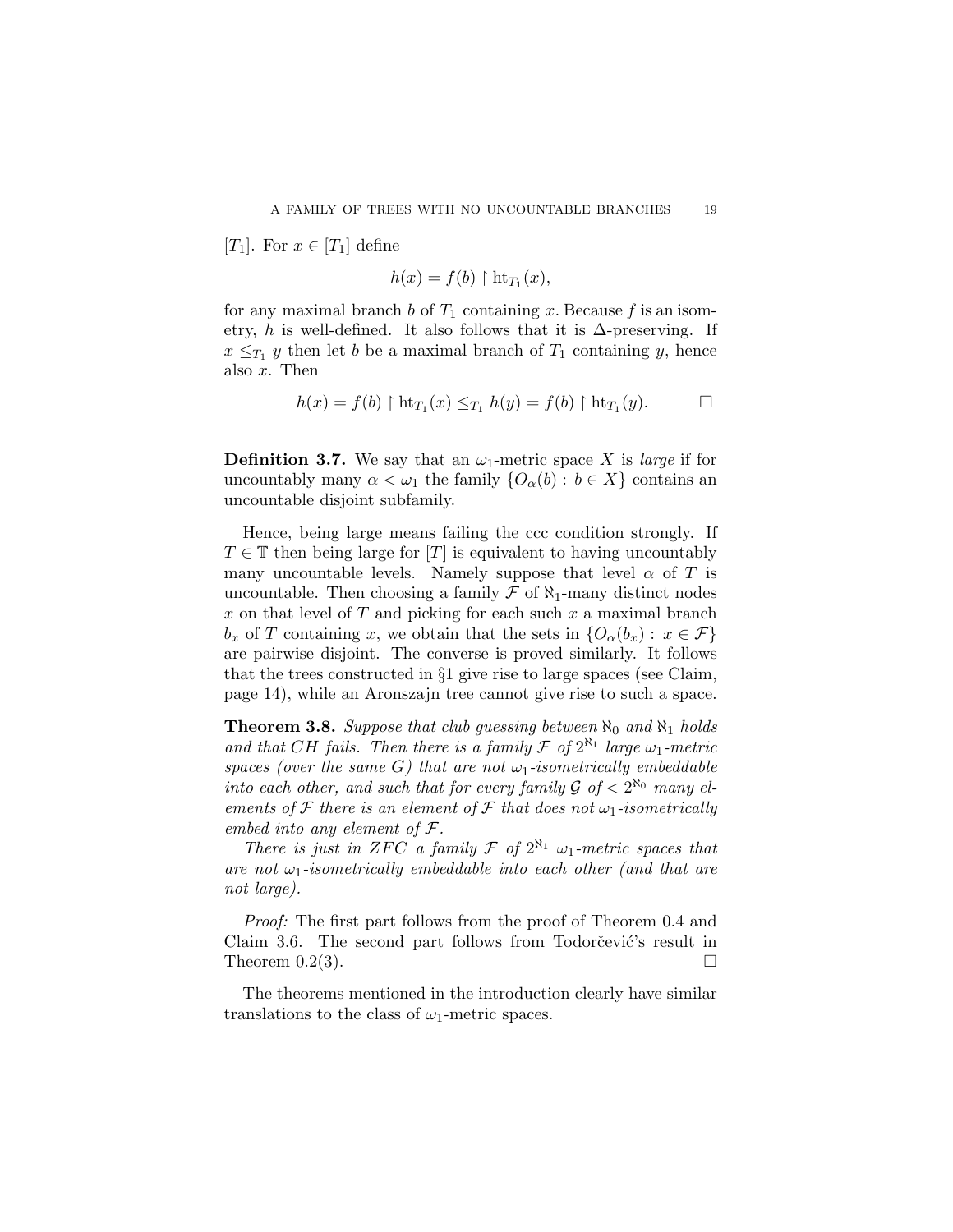$[T_1]$. For $x \in [T_1]$ define

$$h(x) = f(b) \restriction \mathrm{ht}_{T_1}(x),$$

for any maximal branch $b$ of $T_1$ containing $x$. Because $f$ is an isometry, $h$ is well-defined. It also follows that it is $\Delta$-preserving. If $x \leq_{T_1} y$ then let $b$ be a maximal branch of $T_1$ containing $y$, hence also $x$. Then

$$h(x) = f(b) \restriction \mathrm{ht}_{T_1}(x) \leq_{T_1} h(y) = f(b) \restriction \mathrm{ht}_{T_1}(y). \qquad \square$$

**Definition 3.7.** We say that an $\omega_1$-metric space $X$ is *large* if for uncountably many $\alpha < \omega_1$ the family $\{O_\alpha(b) : b \in X\}$ contains an uncountable disjoint subfamily.

Hence, being large means failing the ccc condition strongly. If $T \in \mathbb{T}$ then being large for $[T]$ is equivalent to having uncountably many uncountable levels. Namely suppose that level $\alpha$ of $T$ is uncountable. Then choosing a family $\mathcal{F}$ of $\aleph_1$-many distinct nodes $x$ on that level of $T$ and picking for each such $x$ a maximal branch $b_x$ of $T$ containing $x$, we obtain that the sets in $\{O_\alpha(b_x) : x \in \mathcal{F}\}$ are pairwise disjoint. The converse is proved similarly. It follows that the trees constructed in §1 give rise to large spaces (see Claim, page 14), while an Aronszajn tree cannot give rise to such a space.

**Theorem 3.8.** *Suppose that club guessing between $\aleph_0$ and $\aleph_1$ holds and that $CH$ fails. Then there is a family $\mathcal{F}$ of $2^{\aleph_1}$ large $\omega_1$-metric spaces (over the same $G$) that are not $\omega_1$-isometrically embeddable into each other, and such that for every family $\mathcal{G}$ of $< 2^{\aleph_0}$ many elements of $\mathcal{F}$ there is an element of $\mathcal{F}$ that does not $\omega_1$-isometrically embed into any element of $\mathcal{F}$.*

*There is just in ZFC a family $\mathcal{F}$ of $2^{\aleph_1}$ $\omega_1$-metric spaces that are not $\omega_1$-isometrically embeddable into each other (and that are not large).*

*Proof:* The first part follows from the proof of Theorem 0.4 and Claim 3.6. The second part follows from Todorčević's result in Theorem 0.2(3). $\square$

The theorems mentioned in the introduction clearly have similar translations to the class of $\omega_1$-metric spaces.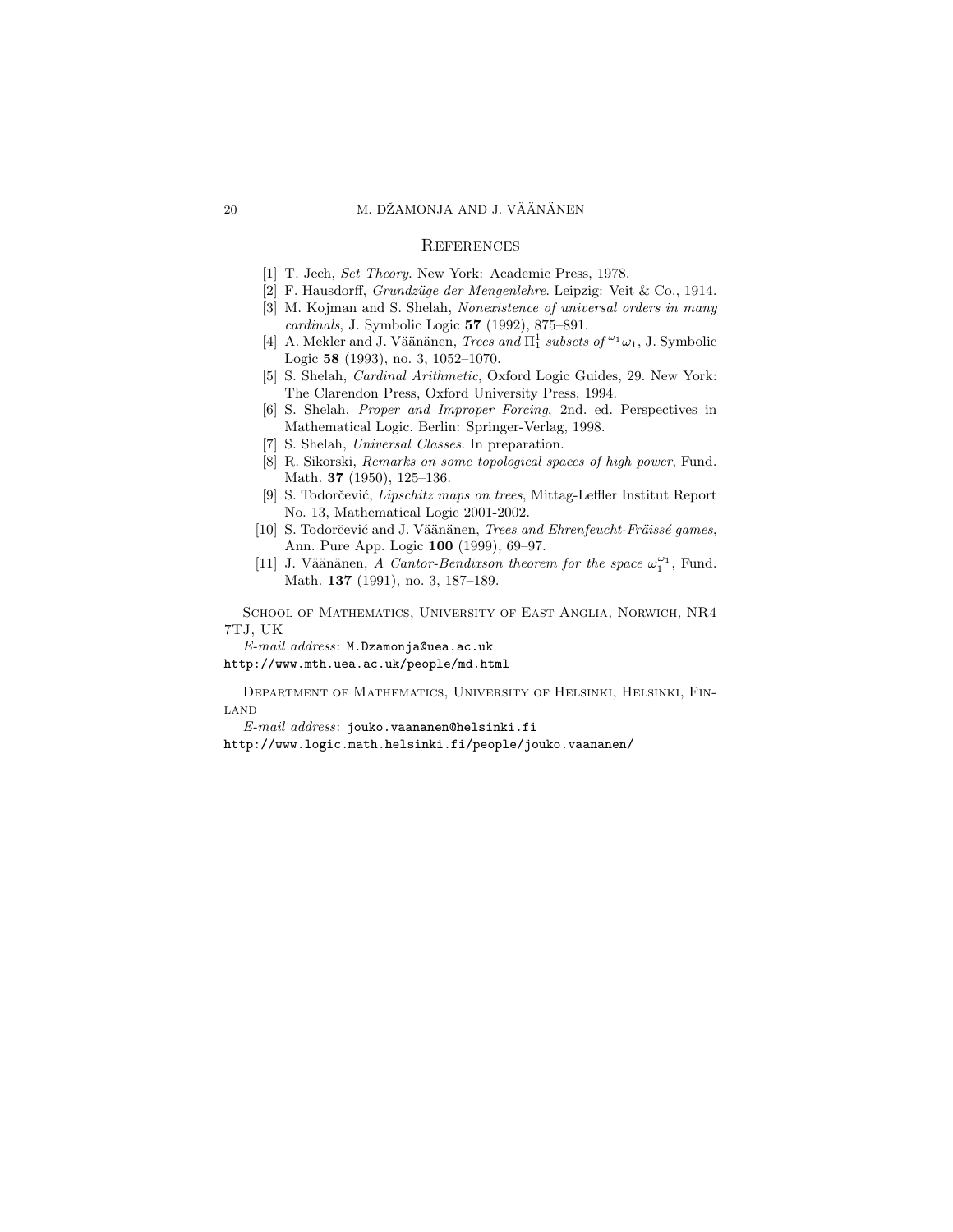## References

[1] T. Jech, *Set Theory*. New York: Academic Press, 1978.

[2] F. Hausdorff, *Grundzüge der Mengenlehre*. Leipzig: Veit & Co., 1914.

[3] M. Kojman and S. Shelah, *Nonexistence of universal orders in many cardinals*, J. Symbolic Logic **57** (1992), 875–891.

[4] A. Mekler and J. Väänänen, *Trees and $\Pi^1_1$ subsets of ${}^{\omega_1}\omega_1$*, J. Symbolic Logic **58** (1993), no. 3, 1052–1070.

[5] S. Shelah, *Cardinal Arithmetic*, Oxford Logic Guides, 29. New York: The Clarendon Press, Oxford University Press, 1994.

[6] S. Shelah, *Proper and Improper Forcing*, 2nd. ed. Perspectives in Mathematical Logic. Berlin: Springer-Verlag, 1998.

[7] S. Shelah, *Universal Classes*. In preparation.

[8] R. Sikorski, *Remarks on some topological spaces of high power*, Fund. Math. **37** (1950), 125–136.

[9] S. Todorčević, *Lipschitz maps on trees*, Mittag-Leffler Institut Report No. 13, Mathematical Logic 2001-2002.

[10] S. Todorčević and J. Väänänen, *Trees and Ehrenfeucht-Fräissé games*, Ann. Pure App. Logic **100** (1999), 69–97.

[11] J. Väänänen, *A Cantor-Bendixson theorem for the space $\omega_1^{\omega_1}$*, Fund. Math. **137** (1991), no. 3, 187–189.

School of Mathematics, University of East Anglia, Norwich, NR4 7TJ, UK

*E-mail address*: M.Dzamonja@uea.ac.uk
http://www.mth.uea.ac.uk/people/md.html

Department of Mathematics, University of Helsinki, Helsinki, Finland

*E-mail address*: jouko.vaananen@helsinki.fi
http://www.logic.math.helsinki.fi/people/jouko.vaananen/